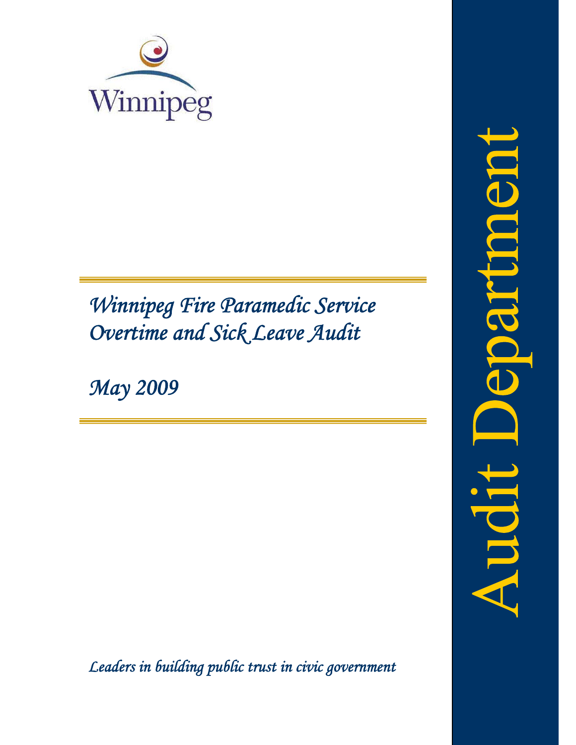Winnipeg

# *Winnipeg Fire Paramedic Service Overtime and Sick Leave Audit*

*May 2009*

*Leaders in building public trust in civic government*

Audit Department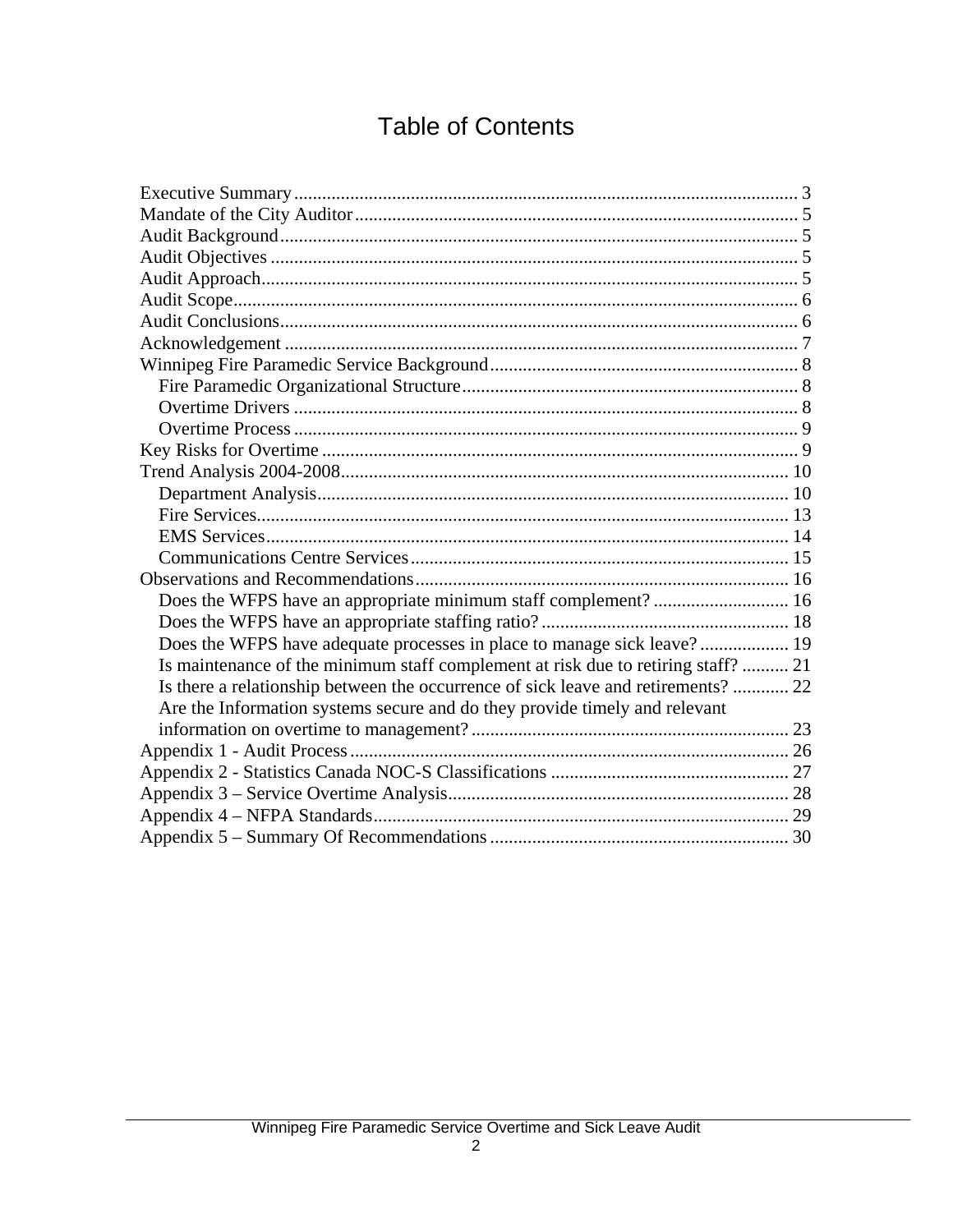# Table of Contents

Executive Summary .......... 3
Mandate of the City Auditor .......... 5
Audit Background .......... 5
Audit Objectives .......... 5
Audit Approach .......... 5
Audit Scope .......... 6
Audit Conclusions .......... 6
Acknowledgement .......... 7
Winnipeg Fire Paramedic Service Background .......... 8
- Fire Paramedic Organizational Structure .......... 8
- Overtime Drivers .......... 8
- Overtime Process .......... 9

Key Risks for Overtime .......... 9
Trend Analysis 2004-2008 .......... 10
- Department Analysis .......... 10
- Fire Services .......... 13
- EMS Services .......... 14
- Communications Centre Services .......... 15

Observations and Recommendations .......... 16
- Does the WFPS have an appropriate minimum staff complement? .......... 16
- Does the WFPS have an appropriate staffing ratio? .......... 18
- Does the WFPS have adequate processes in place to manage sick leave? .......... 19
- Is maintenance of the minimum staff complement at risk due to retiring staff? .......... 21
- Is there a relationship between the occurrence of sick leave and retirements? .......... 22
- Are the Information systems secure and do they provide timely and relevant information on overtime to management? .......... 23

Appendix 1 - Audit Process .......... 26
Appendix 2 - Statistics Canada NOC-S Classifications .......... 27
Appendix 3 – Service Overtime Analysis .......... 28
Appendix 4 – NFPA Standards .......... 29
Appendix 5 – Summary Of Recommendations .......... 30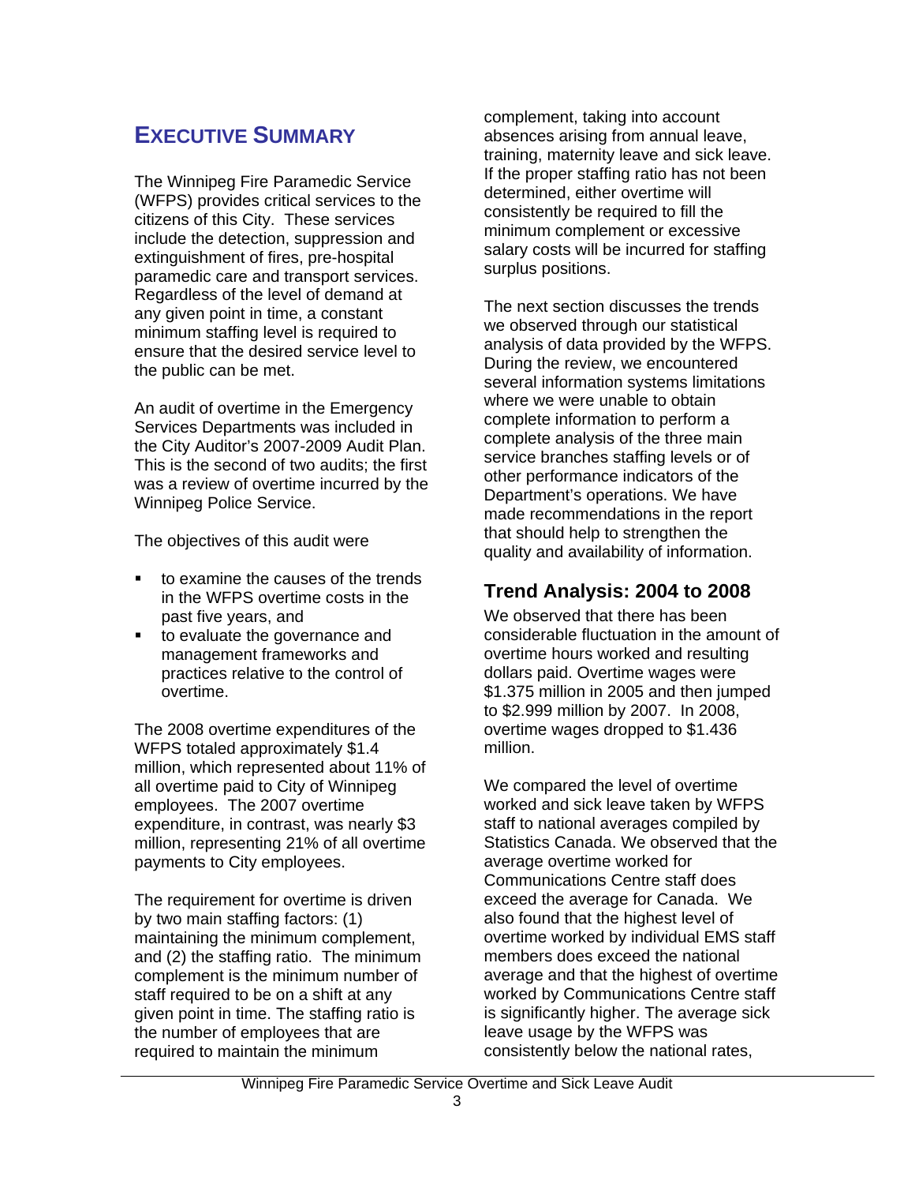# EXECUTIVE SUMMARY

The Winnipeg Fire Paramedic Service (WFPS) provides critical services to the citizens of this City. These services include the detection, suppression and extinguishment of fires, pre-hospital paramedic care and transport services. Regardless of the level of demand at any given point in time, a constant minimum staffing level is required to ensure that the desired service level to the public can be met.

An audit of overtime in the Emergency Services Departments was included in the City Auditor's 2007-2009 Audit Plan. This is the second of two audits; the first was a review of overtime incurred by the Winnipeg Police Service.

The objectives of this audit were

- to examine the causes of the trends in the WFPS overtime costs in the past five years, and
- to evaluate the governance and management frameworks and practices relative to the control of overtime.

The 2008 overtime expenditures of the WFPS totaled approximately $1.4 million, which represented about 11% of all overtime paid to City of Winnipeg employees. The 2007 overtime expenditure, in contrast, was nearly $3 million, representing 21% of all overtime payments to City employees.

The requirement for overtime is driven by two main staffing factors: (1) maintaining the minimum complement, and (2) the staffing ratio. The minimum complement is the minimum number of staff required to be on a shift at any given point in time. The staffing ratio is the number of employees that are required to maintain the minimum complement, taking into account absences arising from annual leave, training, maternity leave and sick leave. If the proper staffing ratio has not been determined, either overtime will consistently be required to fill the minimum complement or excessive salary costs will be incurred for staffing surplus positions.

The next section discusses the trends we observed through our statistical analysis of data provided by the WFPS. During the review, we encountered several information systems limitations where we were unable to obtain complete information to perform a complete analysis of the three main service branches staffing levels or of other performance indicators of the Department's operations. We have made recommendations in the report that should help to strengthen the quality and availability of information.

## Trend Analysis: 2004 to 2008

We observed that there has been considerable fluctuation in the amount of overtime hours worked and resulting dollars paid. Overtime wages were $1.375 million in 2005 and then jumped to $2.999 million by 2007. In 2008, overtime wages dropped to $1.436 million.

We compared the level of overtime worked and sick leave taken by WFPS staff to national averages compiled by Statistics Canada. We observed that the average overtime worked for Communications Centre staff does exceed the average for Canada. We also found that the highest level of overtime worked by individual EMS staff members does exceed the national average and that the highest of overtime worked by Communications Centre staff is significantly higher. The average sick leave usage by the WFPS was consistently below the national rates,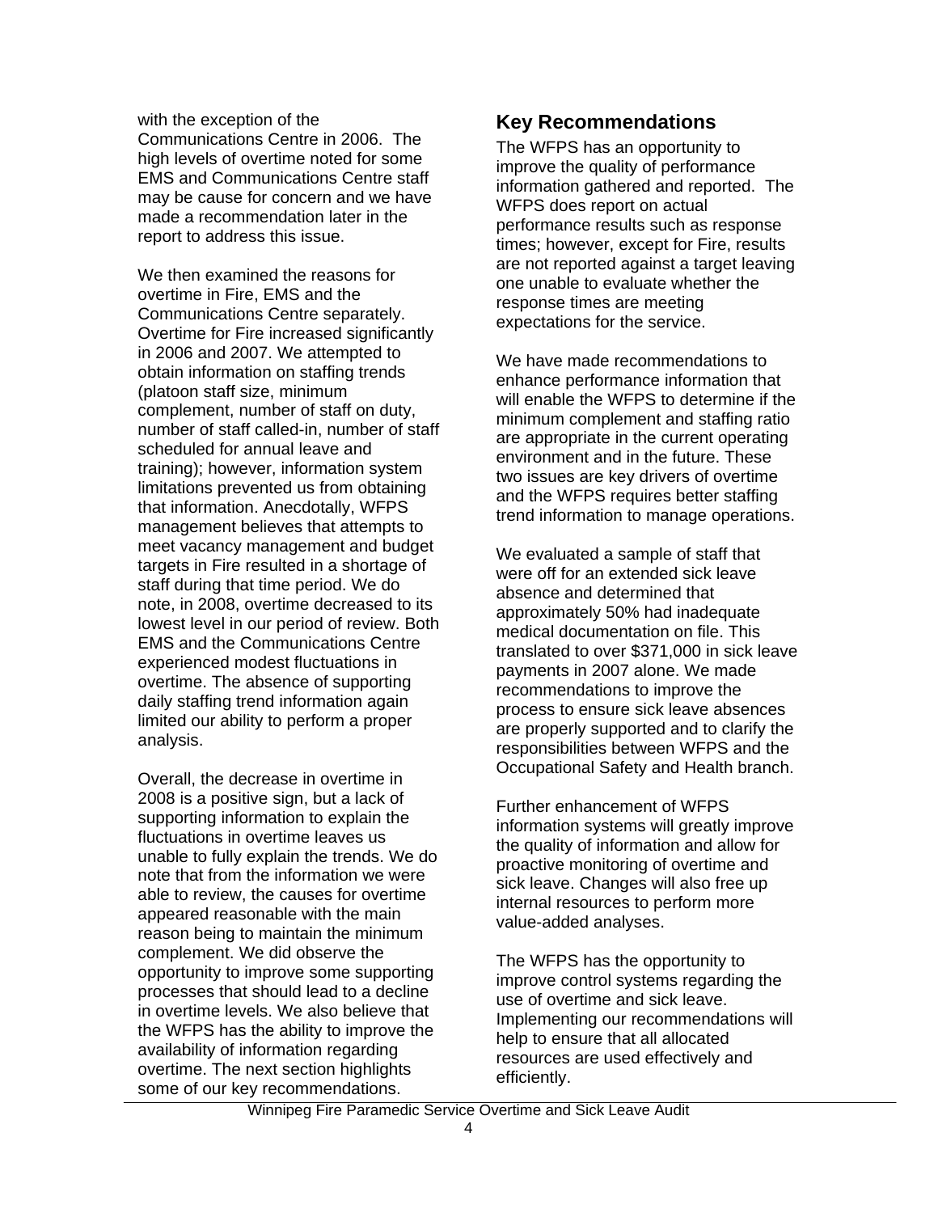with the exception of the Communications Centre in 2006. The high levels of overtime noted for some EMS and Communications Centre staff may be cause for concern and we have made a recommendation later in the report to address this issue.

We then examined the reasons for overtime in Fire, EMS and the Communications Centre separately. Overtime for Fire increased significantly in 2006 and 2007. We attempted to obtain information on staffing trends (platoon staff size, minimum complement, number of staff on duty, number of staff called-in, number of staff scheduled for annual leave and training); however, information system limitations prevented us from obtaining that information. Anecdotally, WFPS management believes that attempts to meet vacancy management and budget targets in Fire resulted in a shortage of staff during that time period. We do note, in 2008, overtime decreased to its lowest level in our period of review. Both EMS and the Communications Centre experienced modest fluctuations in overtime. The absence of supporting daily staffing trend information again limited our ability to perform a proper analysis.

Overall, the decrease in overtime in 2008 is a positive sign, but a lack of supporting information to explain the fluctuations in overtime leaves us unable to fully explain the trends. We do note that from the information we were able to review, the causes for overtime appeared reasonable with the main reason being to maintain the minimum complement. We did observe the opportunity to improve some supporting processes that should lead to a decline in overtime levels. We also believe that the WFPS has the ability to improve the availability of information regarding overtime. The next section highlights some of our key recommendations.

## Key Recommendations

The WFPS has an opportunity to improve the quality of performance information gathered and reported. The WFPS does report on actual performance results such as response times; however, except for Fire, results are not reported against a target leaving one unable to evaluate whether the response times are meeting expectations for the service.

We have made recommendations to enhance performance information that will enable the WFPS to determine if the minimum complement and staffing ratio are appropriate in the current operating environment and in the future. These two issues are key drivers of overtime and the WFPS requires better staffing trend information to manage operations.

We evaluated a sample of staff that were off for an extended sick leave absence and determined that approximately 50% had inadequate medical documentation on file. This translated to over $371,000 in sick leave payments in 2007 alone. We made recommendations to improve the process to ensure sick leave absences are properly supported and to clarify the responsibilities between WFPS and the Occupational Safety and Health branch.

Further enhancement of WFPS information systems will greatly improve the quality of information and allow for proactive monitoring of overtime and sick leave. Changes will also free up internal resources to perform more value-added analyses.

The WFPS has the opportunity to improve control systems regarding the use of overtime and sick leave. Implementing our recommendations will help to ensure that all allocated resources are used effectively and efficiently.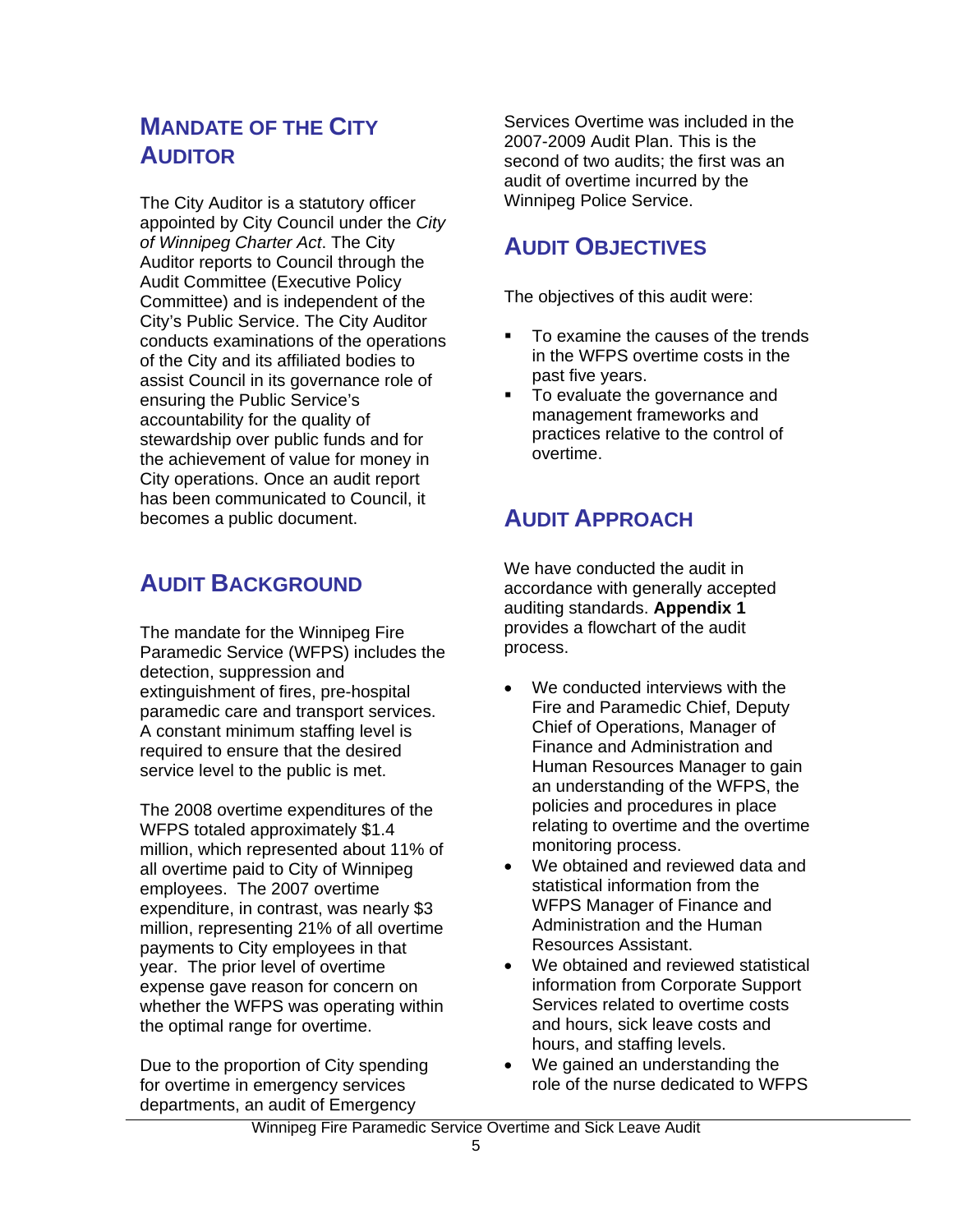## Mandate of the City Auditor

The City Auditor is a statutory officer appointed by City Council under the *City of Winnipeg Charter Act*. The City Auditor reports to Council through the Audit Committee (Executive Policy Committee) and is independent of the City's Public Service. The City Auditor conducts examinations of the operations of the City and its affiliated bodies to assist Council in its governance role of ensuring the Public Service's accountability for the quality of stewardship over public funds and for the achievement of value for money in City operations. Once an audit report has been communicated to Council, it becomes a public document.

## Audit Background

The mandate for the Winnipeg Fire Paramedic Service (WFPS) includes the detection, suppression and extinguishment of fires, pre-hospital paramedic care and transport services. A constant minimum staffing level is required to ensure that the desired service level to the public is met.

The 2008 overtime expenditures of the WFPS totaled approximately $1.4 million, which represented about 11% of all overtime paid to City of Winnipeg employees. The 2007 overtime expenditure, in contrast, was nearly $3 million, representing 21% of all overtime payments to City employees in that year. The prior level of overtime expense gave reason for concern on whether the WFPS was operating within the optimal range for overtime.

Due to the proportion of City spending for overtime in emergency services departments, an audit of Emergency Services Overtime was included in the 2007-2009 Audit Plan. This is the second of two audits; the first was an audit of overtime incurred by the Winnipeg Police Service.

## Audit Objectives

The objectives of this audit were:

- To examine the causes of the trends in the WFPS overtime costs in the past five years.
- To evaluate the governance and management frameworks and practices relative to the control of overtime.

## Audit Approach

We have conducted the audit in accordance with generally accepted auditing standards. **Appendix 1** provides a flowchart of the audit process.

- We conducted interviews with the Fire and Paramedic Chief, Deputy Chief of Operations, Manager of Finance and Administration and Human Resources Manager to gain an understanding of the WFPS, the policies and procedures in place relating to overtime and the overtime monitoring process.
- We obtained and reviewed data and statistical information from the WFPS Manager of Finance and Administration and the Human Resources Assistant.
- We obtained and reviewed statistical information from Corporate Support Services related to overtime costs and hours, sick leave costs and hours, and staffing levels.
- We gained an understanding the role of the nurse dedicated to WFPS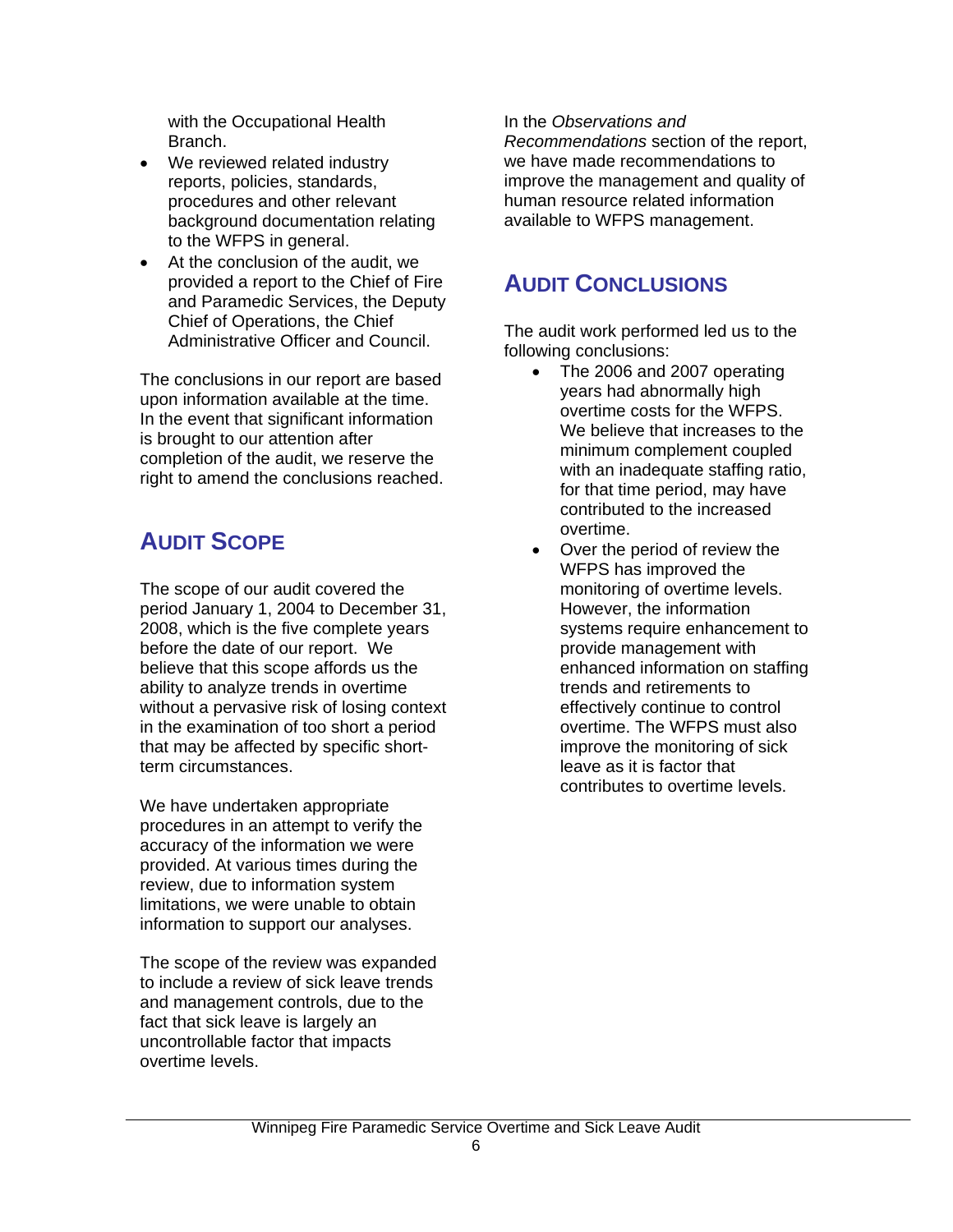with the Occupational Health Branch.

- We reviewed related industry reports, policies, standards, procedures and other relevant background documentation relating to the WFPS in general.
- At the conclusion of the audit, we provided a report to the Chief of Fire and Paramedic Services, the Deputy Chief of Operations, the Chief Administrative Officer and Council.

The conclusions in our report are based upon information available at the time. In the event that significant information is brought to our attention after completion of the audit, we reserve the right to amend the conclusions reached.

## AUDIT SCOPE

The scope of our audit covered the period January 1, 2004 to December 31, 2008, which is the five complete years before the date of our report. We believe that this scope affords us the ability to analyze trends in overtime without a pervasive risk of losing context in the examination of too short a period that may be affected by specific short-term circumstances.

We have undertaken appropriate procedures in an attempt to verify the accuracy of the information we were provided. At various times during the review, due to information system limitations, we were unable to obtain information to support our analyses.

The scope of the review was expanded to include a review of sick leave trends and management controls, due to the fact that sick leave is largely an uncontrollable factor that impacts overtime levels.

In the *Observations and Recommendations* section of the report, we have made recommendations to improve the management and quality of human resource related information available to WFPS management.

## AUDIT CONCLUSIONS

The audit work performed led us to the following conclusions:

- The 2006 and 2007 operating years had abnormally high overtime costs for the WFPS. We believe that increases to the minimum complement coupled with an inadequate staffing ratio, for that time period, may have contributed to the increased overtime.
- Over the period of review the WFPS has improved the monitoring of overtime levels. However, the information systems require enhancement to provide management with enhanced information on staffing trends and retirements to effectively continue to control overtime. The WFPS must also improve the monitoring of sick leave as it is factor that contributes to overtime levels.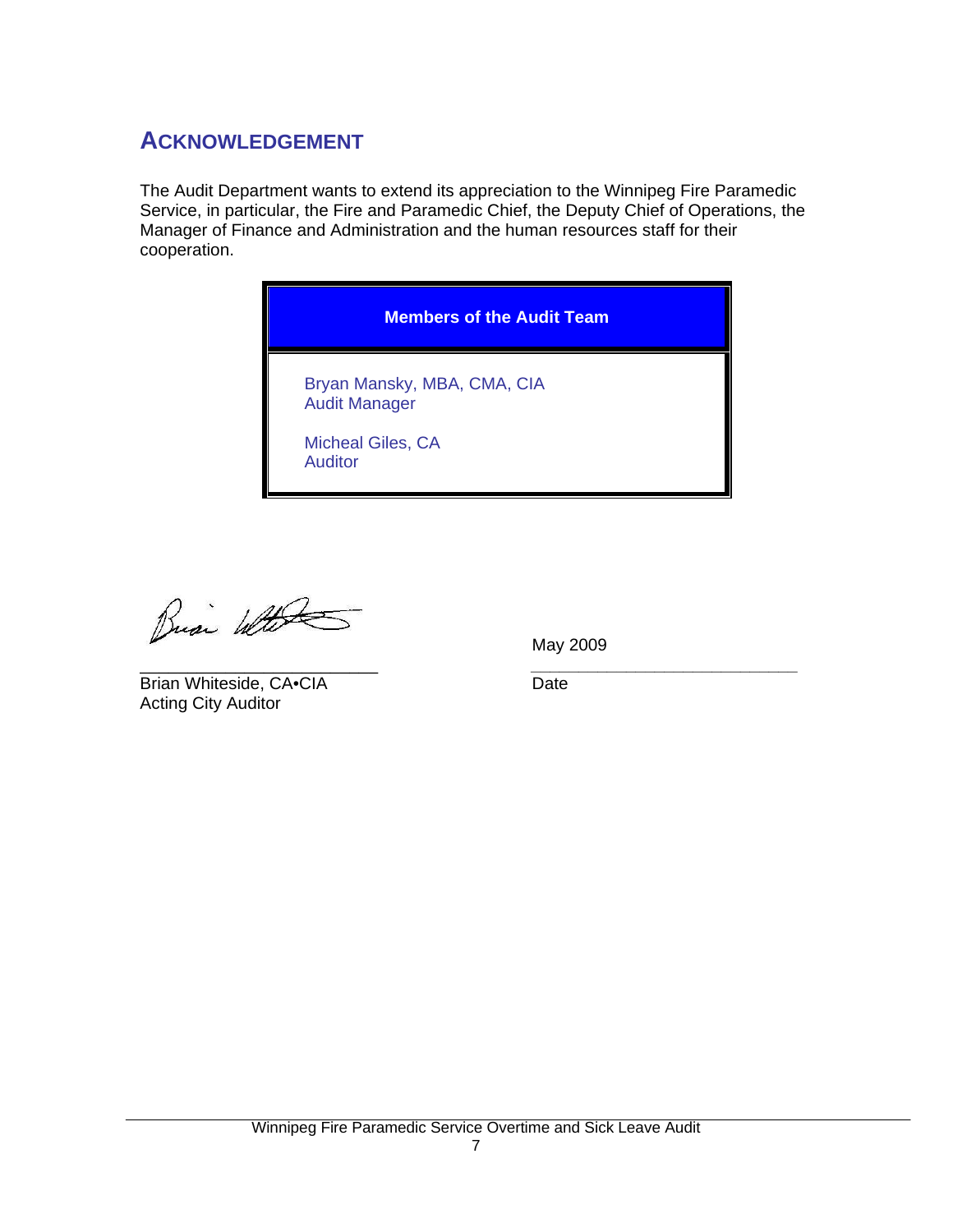## ACKNOWLEDGEMENT

The Audit Department wants to extend its appreciation to the Winnipeg Fire Paramedic Service, in particular, the Fire and Paramedic Chief, the Deputy Chief of Operations, the Manager of Finance and Administration and the human resources staff for their cooperation.

| Members of the Audit Team |
|---|
| Bryan Mansky, MBA, CMA, CIA<br>Audit Manager<br><br>Micheal Giles, CA<br>Auditor |

Brian Whiteside, CA•CIA
Acting City Auditor

May 2009
Date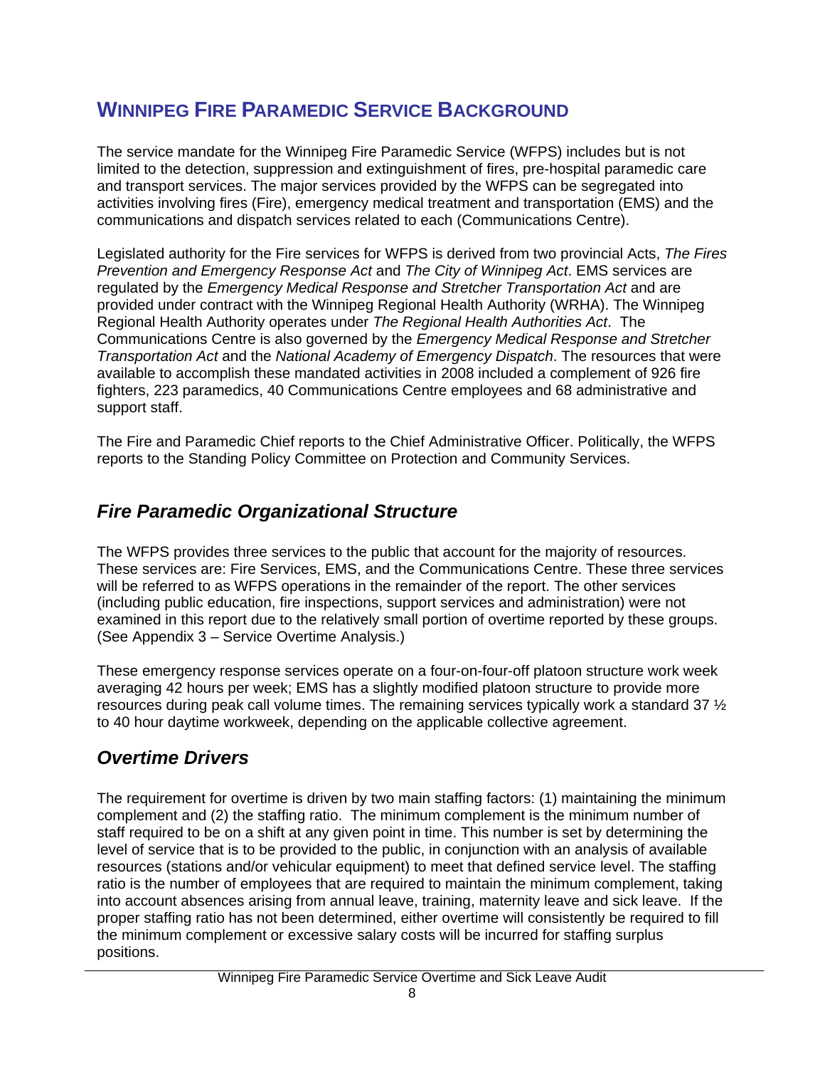## WINNIPEG FIRE PARAMEDIC SERVICE BACKGROUND

The service mandate for the Winnipeg Fire Paramedic Service (WFPS) includes but is not limited to the detection, suppression and extinguishment of fires, pre-hospital paramedic care and transport services. The major services provided by the WFPS can be segregated into activities involving fires (Fire), emergency medical treatment and transportation (EMS) and the communications and dispatch services related to each (Communications Centre).

Legislated authority for the Fire services for WFPS is derived from two provincial Acts, *The Fires Prevention and Emergency Response Act* and *The City of Winnipeg Act*. EMS services are regulated by the *Emergency Medical Response and Stretcher Transportation Act* and are provided under contract with the Winnipeg Regional Health Authority (WRHA). The Winnipeg Regional Health Authority operates under *The Regional Health Authorities Act*. The Communications Centre is also governed by the *Emergency Medical Response and Stretcher Transportation Act* and the *National Academy of Emergency Dispatch*. The resources that were available to accomplish these mandated activities in 2008 included a complement of 926 fire fighters, 223 paramedics, 40 Communications Centre employees and 68 administrative and support staff.

The Fire and Paramedic Chief reports to the Chief Administrative Officer. Politically, the WFPS reports to the Standing Policy Committee on Protection and Community Services.

### *Fire Paramedic Organizational Structure*

The WFPS provides three services to the public that account for the majority of resources. These services are: Fire Services, EMS, and the Communications Centre. These three services will be referred to as WFPS operations in the remainder of the report. The other services (including public education, fire inspections, support services and administration) were not examined in this report due to the relatively small portion of overtime reported by these groups. (See Appendix 3 – Service Overtime Analysis.)

These emergency response services operate on a four-on-four-off platoon structure work week averaging 42 hours per week; EMS has a slightly modified platoon structure to provide more resources during peak call volume times. The remaining services typically work a standard 37 ½ to 40 hour daytime workweek, depending on the applicable collective agreement.

### *Overtime Drivers*

The requirement for overtime is driven by two main staffing factors: (1) maintaining the minimum complement and (2) the staffing ratio. The minimum complement is the minimum number of staff required to be on a shift at any given point in time. This number is set by determining the level of service that is to be provided to the public, in conjunction with an analysis of available resources (stations and/or vehicular equipment) to meet that defined service level. The staffing ratio is the number of employees that are required to maintain the minimum complement, taking into account absences arising from annual leave, training, maternity leave and sick leave. If the proper staffing ratio has not been determined, either overtime will consistently be required to fill the minimum complement or excessive salary costs will be incurred for staffing surplus positions.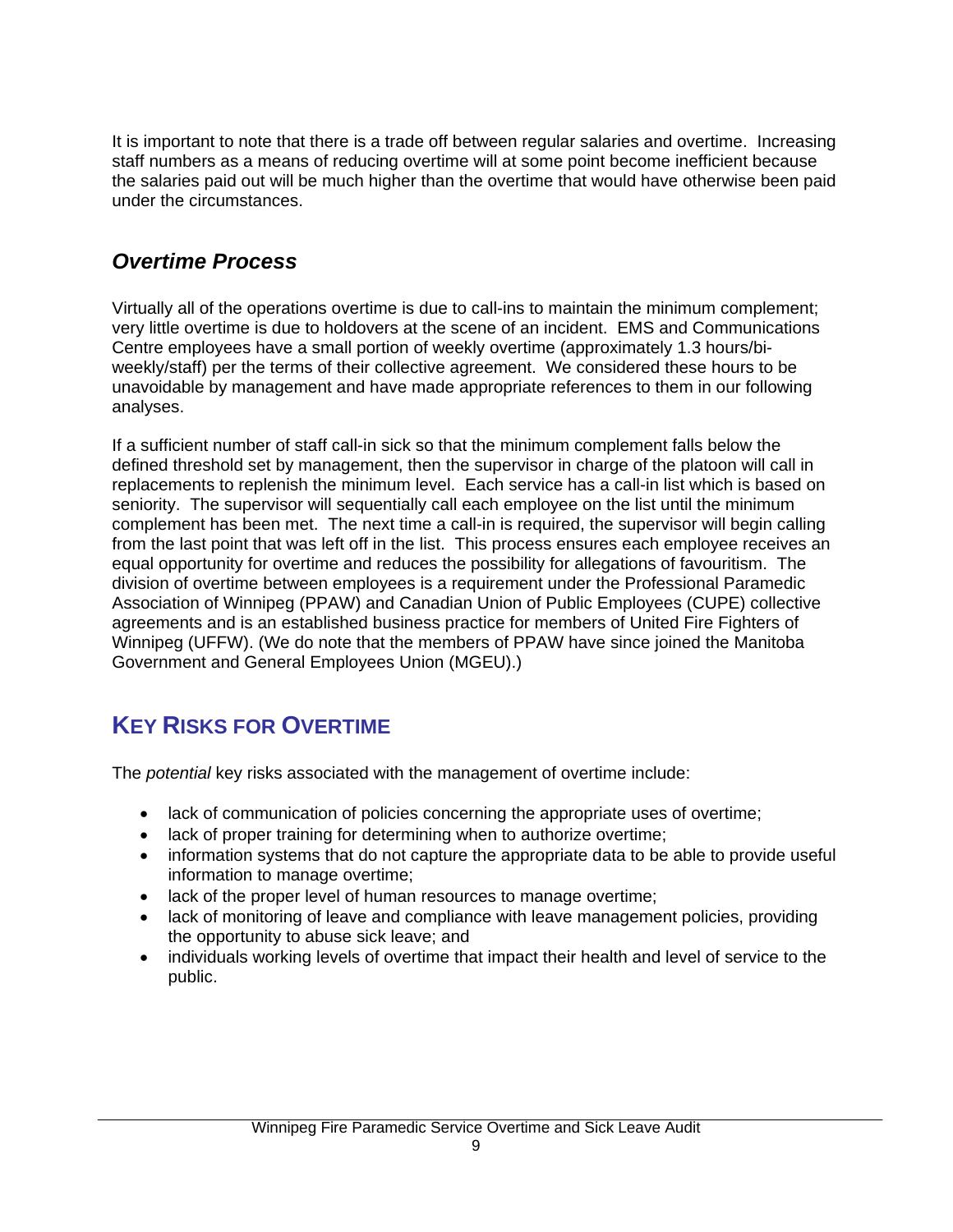It is important to note that there is a trade off between regular salaries and overtime. Increasing staff numbers as a means of reducing overtime will at some point become inefficient because the salaries paid out will be much higher than the overtime that would have otherwise been paid under the circumstances.

### *Overtime Process*

Virtually all of the operations overtime is due to call-ins to maintain the minimum complement; very little overtime is due to holdovers at the scene of an incident. EMS and Communications Centre employees have a small portion of weekly overtime (approximately 1.3 hours/bi-weekly/staff) per the terms of their collective agreement. We considered these hours to be unavoidable by management and have made appropriate references to them in our following analyses.

If a sufficient number of staff call-in sick so that the minimum complement falls below the defined threshold set by management, then the supervisor in charge of the platoon will call in replacements to replenish the minimum level. Each service has a call-in list which is based on seniority. The supervisor will sequentially call each employee on the list until the minimum complement has been met. The next time a call-in is required, the supervisor will begin calling from the last point that was left off in the list. This process ensures each employee receives an equal opportunity for overtime and reduces the possibility for allegations of favouritism. The division of overtime between employees is a requirement under the Professional Paramedic Association of Winnipeg (PPAW) and Canadian Union of Public Employees (CUPE) collective agreements and is an established business practice for members of United Fire Fighters of Winnipeg (UFFW). (We do note that the members of PPAW have since joined the Manitoba Government and General Employees Union (MGEU).)

## KEY RISKS FOR OVERTIME

The *potential* key risks associated with the management of overtime include:

- lack of communication of policies concerning the appropriate uses of overtime;
- lack of proper training for determining when to authorize overtime;
- information systems that do not capture the appropriate data to be able to provide useful information to manage overtime;
- lack of the proper level of human resources to manage overtime;
- lack of monitoring of leave and compliance with leave management policies, providing the opportunity to abuse sick leave; and
- individuals working levels of overtime that impact their health and level of service to the public.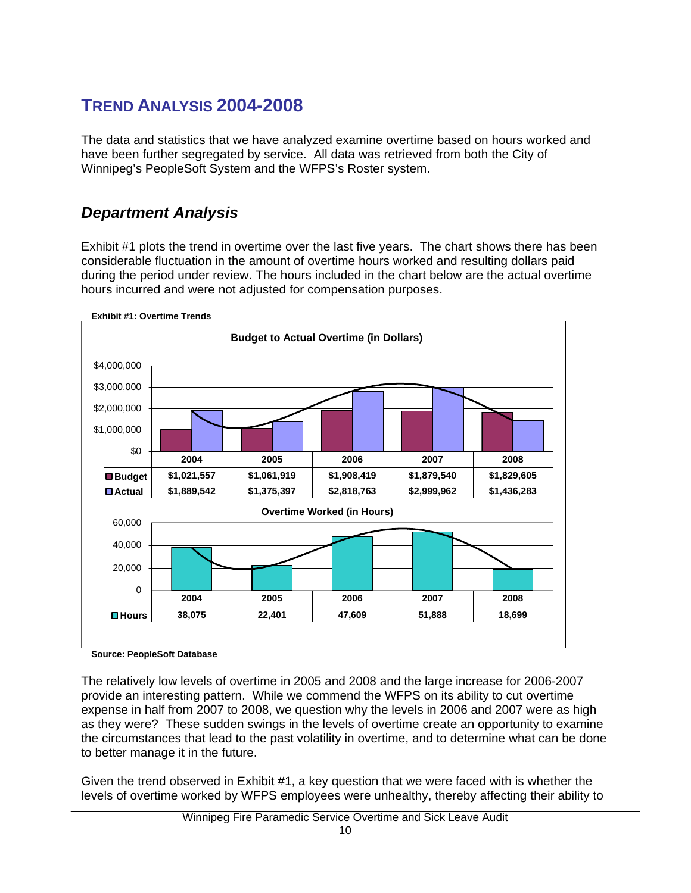## TREND ANALYSIS 2004-2008

The data and statistics that we have analyzed examine overtime based on hours worked and have been further segregated by service. All data was retrieved from both the City of Winnipeg's PeopleSoft System and the WFPS's Roster system.

### *Department Analysis*

Exhibit #1 plots the trend in overtime over the last five years. The chart shows there has been considerable fluctuation in the amount of overtime hours worked and resulting dollars paid during the period under review. The hours included in the chart below are the actual overtime hours incurred and were not adjusted for compensation purposes.

**Exhibit #1: Overtime Trends**

**Budget to Actual Overtime (in Dollars)**

| | 2004 | 2005 | 2006 | 2007 | 2008 |
|---|---|---|---|---|---|
| Budget | $1,021,557 | $1,061,919 | $1,908,419 | $1,879,540 | $1,829,605 |
| Actual | $1,889,542 | $1,375,397 | $2,818,763 | $2,999,962 | $1,436,283 |

**Overtime Worked (in Hours)**

| | 2004 | 2005 | 2006 | 2007 | 2008 |
|---|---|---|---|---|---|
| Hours | 38,075 | 22,401 | 47,609 | 51,888 | 18,699 |

**Source: PeopleSoft Database**

The relatively low levels of overtime in 2005 and 2008 and the large increase for 2006-2007 provide an interesting pattern. While we commend the WFPS on its ability to cut overtime expense in half from 2007 to 2008, we question why the levels in 2006 and 2007 were as high as they were? These sudden swings in the levels of overtime create an opportunity to examine the circumstances that lead to the past volatility in overtime, and to determine what can be done to better manage it in the future.

Given the trend observed in Exhibit #1, a key question that we were faced with is whether the levels of overtime worked by WFPS employees were unhealthy, thereby affecting their ability to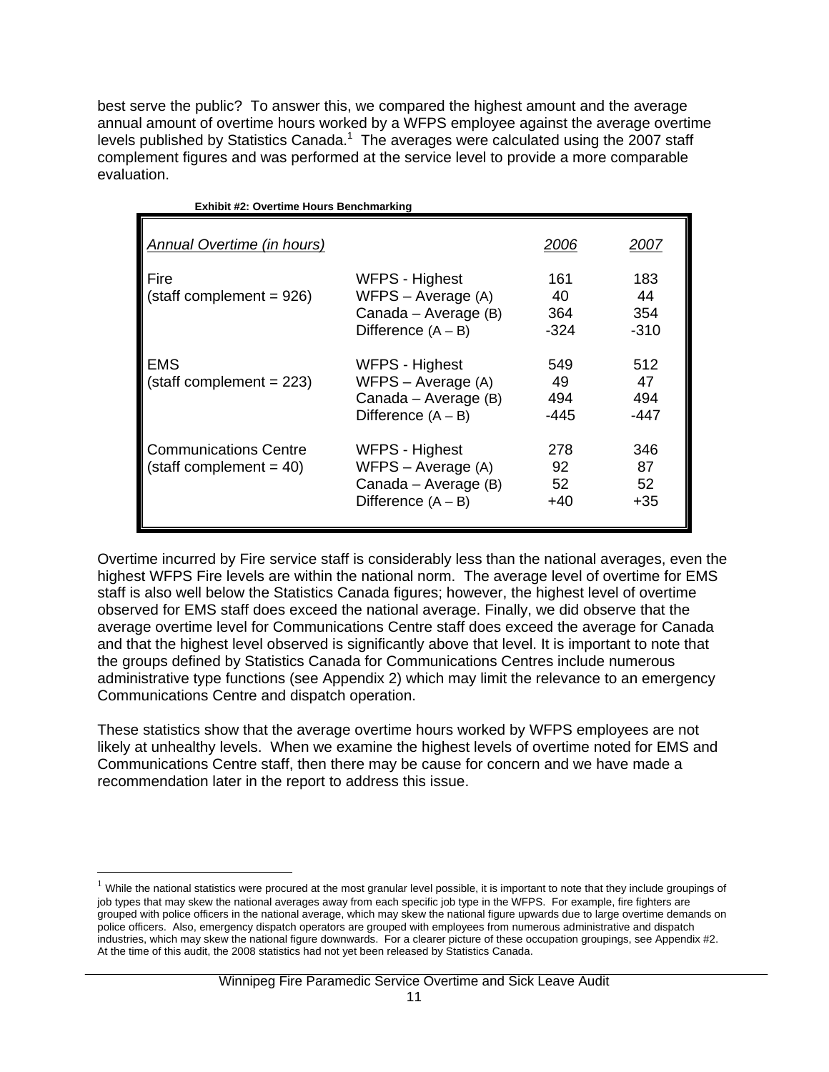best serve the public? To answer this, we compared the highest amount and the average annual amount of overtime hours worked by a WFPS employee against the average overtime levels published by Statistics Canada.[1] The averages were calculated using the 2007 staff complement figures and was performed at the service level to provide a more comparable evaluation.

**Exhibit #2: Overtime Hours Benchmarking**

| *Annual Overtime (in hours)* | | *2006* | *2007* |
|---|---|---|---|
| Fire (staff complement = 926) | WFPS - Highest | 161 | 183 |
| | WFPS – Average (A) | 40 | 44 |
| | Canada – Average (B) | 364 | 354 |
| | Difference (A – B) | -324 | -310 |
| EMS (staff complement = 223) | WFPS - Highest | 549 | 512 |
| | WFPS – Average (A) | 49 | 47 |
| | Canada – Average (B) | 494 | 494 |
| | Difference (A – B) | -445 | -447 |
| Communications Centre (staff complement = 40) | WFPS - Highest | 278 | 346 |
| | WFPS – Average (A) | 92 | 87 |
| | Canada – Average (B) | 52 | 52 |
| | Difference (A – B) | +40 | +35 |

Overtime incurred by Fire service staff is considerably less than the national averages, even the highest WFPS Fire levels are within the national norm. The average level of overtime for EMS staff is also well below the Statistics Canada figures; however, the highest level of overtime observed for EMS staff does exceed the national average. Finally, we did observe that the average overtime level for Communications Centre staff does exceed the average for Canada and that the highest level observed is significantly above that level. It is important to note that the groups defined by Statistics Canada for Communications Centres include numerous administrative type functions (see Appendix 2) which may limit the relevance to an emergency Communications Centre and dispatch operation.

These statistics show that the average overtime hours worked by WFPS employees are not likely at unhealthy levels. When we examine the highest levels of overtime noted for EMS and Communications Centre staff, then there may be cause for concern and we have made a recommendation later in the report to address this issue.

---

[1] While the national statistics were procured at the most granular level possible, it is important to note that they include groupings of job types that may skew the national averages away from each specific job type in the WFPS. For example, fire fighters are grouped with police officers in the national average, which may skew the national figure upwards due to large overtime demands on police officers. Also, emergency dispatch operators are grouped with employees from numerous administrative and dispatch industries, which may skew the national figure downwards. For a clearer picture of these occupation groupings, see Appendix #2. At the time of this audit, the 2008 statistics had not yet been released by Statistics Canada.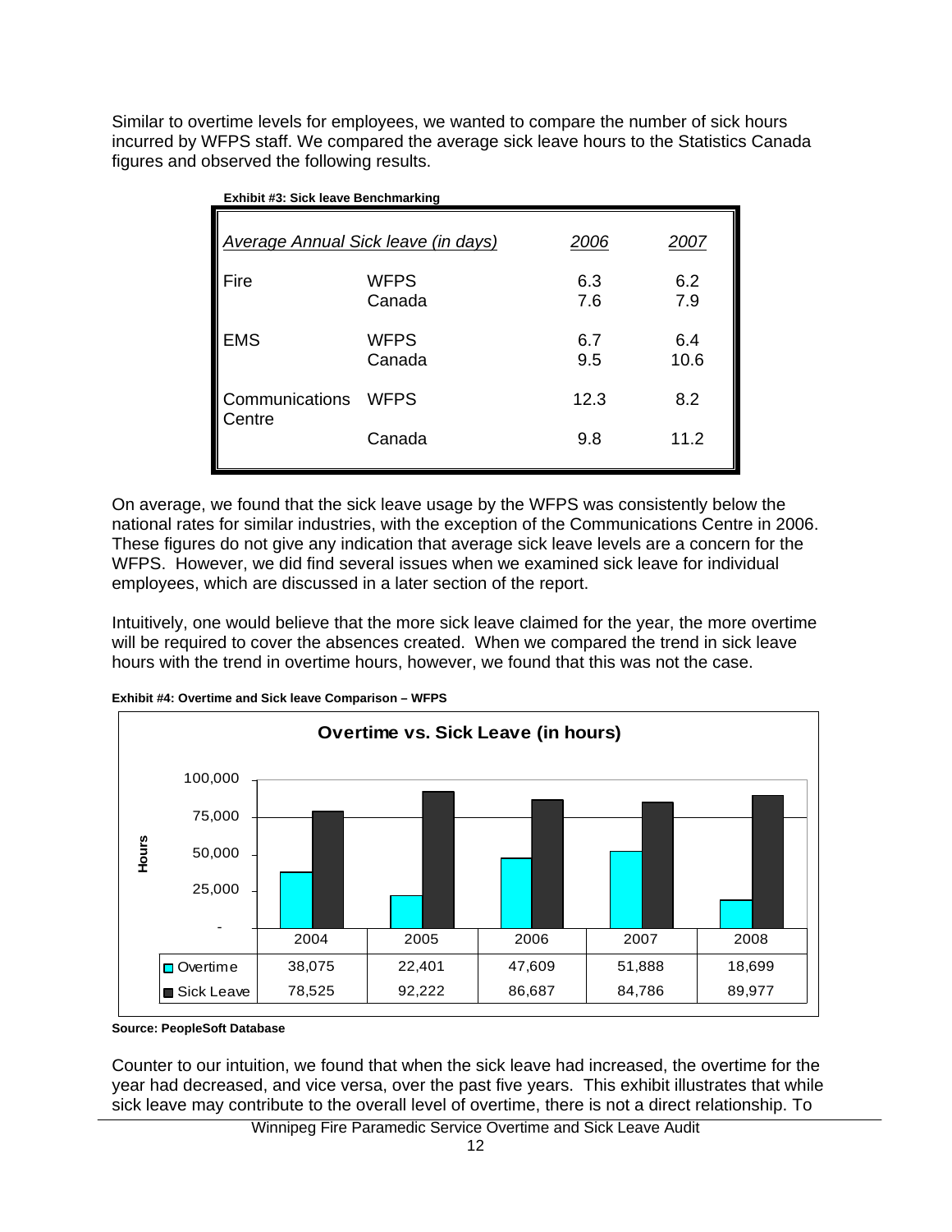Similar to overtime levels for employees, we wanted to compare the number of sick hours incurred by WFPS staff. We compared the average sick leave hours to the Statistics Canada figures and observed the following results.

**Exhibit #3: Sick leave Benchmarking**

| *Average Annual Sick leave (in days)* | | *2006* | *2007* |
|---|---|---|---|
| Fire | WFPS | 6.3 | 6.2 |
| | Canada | 7.6 | 7.9 |
| EMS | WFPS | 6.7 | 6.4 |
| | Canada | 9.5 | 10.6 |
| Communications Centre | WFPS | 12.3 | 8.2 |
| | Canada | 9.8 | 11.2 |

On average, we found that the sick leave usage by the WFPS was consistently below the national rates for similar industries, with the exception of the Communications Centre in 2006. These figures do not give any indication that average sick leave levels are a concern for the WFPS. However, we did find several issues when we examined sick leave for individual employees, which are discussed in a later section of the report.

Intuitively, one would believe that the more sick leave claimed for the year, the more overtime will be required to cover the absences created. When we compared the trend in sick leave hours with the trend in overtime hours, however, we found that this was not the case.

**Exhibit #4: Overtime and Sick leave Comparison – WFPS**

**Overtime vs. Sick Leave (in hours)**

| | 2004 | 2005 | 2006 | 2007 | 2008 |
|---|---|---|---|---|---|
| Overtime | 38,075 | 22,401 | 47,609 | 51,888 | 18,699 |
| Sick Leave | 78,525 | 92,222 | 86,687 | 84,786 | 89,977 |

**Source: PeopleSoft Database**

Counter to our intuition, we found that when the sick leave had increased, the overtime for the year had decreased, and vice versa, over the past five years. This exhibit illustrates that while sick leave may contribute to the overall level of overtime, there is not a direct relationship. To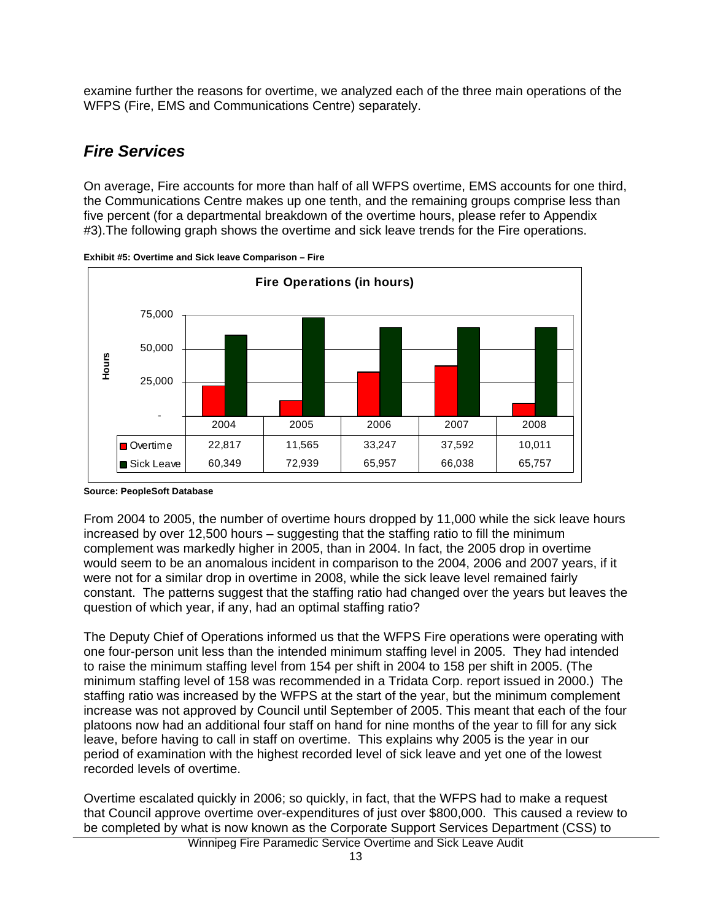examine further the reasons for overtime, we analyzed each of the three main operations of the WFPS (Fire, EMS and Communications Centre) separately.

## *Fire Services*

On average, Fire accounts for more than half of all WFPS overtime, EMS accounts for one third, the Communications Centre makes up one tenth, and the remaining groups comprise less than five percent (for a departmental breakdown of the overtime hours, please refer to Appendix #3).The following graph shows the overtime and sick leave trends for the Fire operations.

**Exhibit #5: Overtime and Sick leave Comparison – Fire**

**Fire Operations (in hours)**

| | 2004 | 2005 | 2006 | 2007 | 2008 |
|---|---|---|---|---|---|
| Overtime | 22,817 | 11,565 | 33,247 | 37,592 | 10,011 |
| Sick Leave | 60,349 | 72,939 | 65,957 | 66,038 | 65,757 |

**Source: PeopleSoft Database**

From 2004 to 2005, the number of overtime hours dropped by 11,000 while the sick leave hours increased by over 12,500 hours – suggesting that the staffing ratio to fill the minimum complement was markedly higher in 2005, than in 2004. In fact, the 2005 drop in overtime would seem to be an anomalous incident in comparison to the 2004, 2006 and 2007 years, if it were not for a similar drop in overtime in 2008, while the sick leave level remained fairly constant. The patterns suggest that the staffing ratio had changed over the years but leaves the question of which year, if any, had an optimal staffing ratio?

The Deputy Chief of Operations informed us that the WFPS Fire operations were operating with one four-person unit less than the intended minimum staffing level in 2005. They had intended to raise the minimum staffing level from 154 per shift in 2004 to 158 per shift in 2005. (The minimum staffing level of 158 was recommended in a Tridata Corp. report issued in 2000.) The staffing ratio was increased by the WFPS at the start of the year, but the minimum complement increase was not approved by Council until September of 2005. This meant that each of the four platoons now had an additional four staff on hand for nine months of the year to fill for any sick leave, before having to call in staff on overtime. This explains why 2005 is the year in our period of examination with the highest recorded level of sick leave and yet one of the lowest recorded levels of overtime.

Overtime escalated quickly in 2006; so quickly, in fact, that the WFPS had to make a request that Council approve overtime over-expenditures of just over $800,000. This caused a review to be completed by what is now known as the Corporate Support Services Department (CSS) to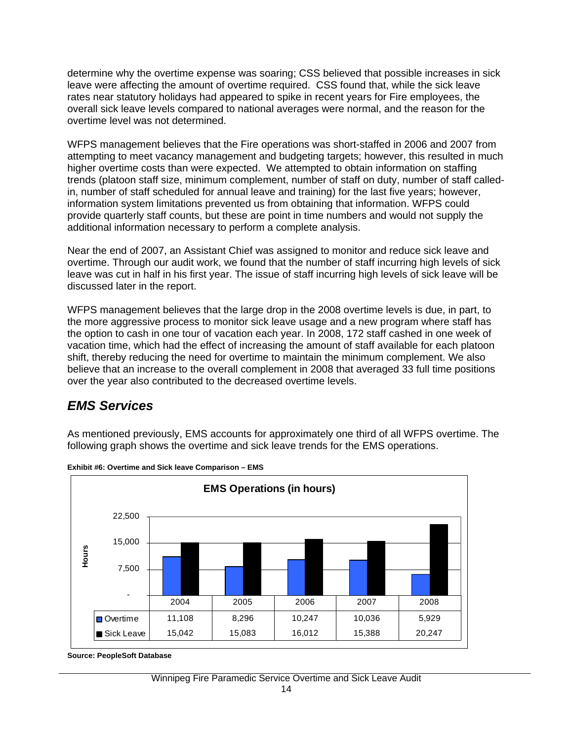determine why the overtime expense was soaring; CSS believed that possible increases in sick leave were affecting the amount of overtime required. CSS found that, while the sick leave rates near statutory holidays had appeared to spike in recent years for Fire employees, the overall sick leave levels compared to national averages were normal, and the reason for the overtime level was not determined.

WFPS management believes that the Fire operations was short-staffed in 2006 and 2007 from attempting to meet vacancy management and budgeting targets; however, this resulted in much higher overtime costs than were expected. We attempted to obtain information on staffing trends (platoon staff size, minimum complement, number of staff on duty, number of staff called-in, number of staff scheduled for annual leave and training) for the last five years; however, information system limitations prevented us from obtaining that information. WFPS could provide quarterly staff counts, but these are point in time numbers and would not supply the additional information necessary to perform a complete analysis.

Near the end of 2007, an Assistant Chief was assigned to monitor and reduce sick leave and overtime. Through our audit work, we found that the number of staff incurring high levels of sick leave was cut in half in his first year. The issue of staff incurring high levels of sick leave will be discussed later in the report.

WFPS management believes that the large drop in the 2008 overtime levels is due, in part, to the more aggressive process to monitor sick leave usage and a new program where staff has the option to cash in one tour of vacation each year. In 2008, 172 staff cashed in one week of vacation time, which had the effect of increasing the amount of staff available for each platoon shift, thereby reducing the need for overtime to maintain the minimum complement. We also believe that an increase to the overall complement in 2008 that averaged 33 full time positions over the year also contributed to the decreased overtime levels.

## *EMS Services*

As mentioned previously, EMS accounts for approximately one third of all WFPS overtime. The following graph shows the overtime and sick leave trends for the EMS operations.

**Exhibit #6: Overtime and Sick leave Comparison – EMS**

**EMS Operations (in hours)**

| | 2004 | 2005 | 2006 | 2007 | 2008 |
|---|---|---|---|---|---|
| Overtime | 11,108 | 8,296 | 10,247 | 10,036 | 5,929 |
| Sick Leave | 15,042 | 15,083 | 16,012 | 15,388 | 20,247 |

**Source: PeopleSoft Database**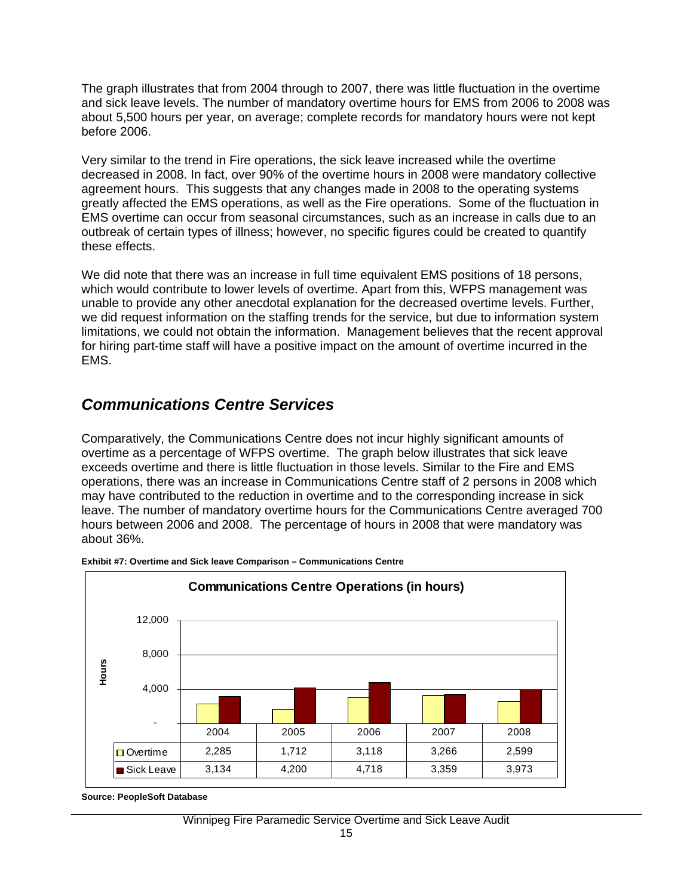The graph illustrates that from 2004 through to 2007, there was little fluctuation in the overtime and sick leave levels. The number of mandatory overtime hours for EMS from 2006 to 2008 was about 5,500 hours per year, on average; complete records for mandatory hours were not kept before 2006.

Very similar to the trend in Fire operations, the sick leave increased while the overtime decreased in 2008. In fact, over 90% of the overtime hours in 2008 were mandatory collective agreement hours. This suggests that any changes made in 2008 to the operating systems greatly affected the EMS operations, as well as the Fire operations. Some of the fluctuation in EMS overtime can occur from seasonal circumstances, such as an increase in calls due to an outbreak of certain types of illness; however, no specific figures could be created to quantify these effects.

We did note that there was an increase in full time equivalent EMS positions of 18 persons, which would contribute to lower levels of overtime. Apart from this, WFPS management was unable to provide any other anecdotal explanation for the decreased overtime levels. Further, we did request information on the staffing trends for the service, but due to information system limitations, we could not obtain the information. Management believes that the recent approval for hiring part-time staff will have a positive impact on the amount of overtime incurred in the EMS.

## *Communications Centre Services*

Comparatively, the Communications Centre does not incur highly significant amounts of overtime as a percentage of WFPS overtime. The graph below illustrates that sick leave exceeds overtime and there is little fluctuation in those levels. Similar to the Fire and EMS operations, there was an increase in Communications Centre staff of 2 persons in 2008 which may have contributed to the reduction in overtime and to the corresponding increase in sick leave. The number of mandatory overtime hours for the Communications Centre averaged 700 hours between 2006 and 2008. The percentage of hours in 2008 that were mandatory was about 36%.

**Exhibit #7: Overtime and Sick leave Comparison – Communications Centre**

**Communications Centre Operations (in hours)**

| | 2004 | 2005 | 2006 | 2007 | 2008 |
|---|---|---|---|---|---|
| Overtime | 2,285 | 1,712 | 3,118 | 3,266 | 2,599 |
| Sick Leave | 3,134 | 4,200 | 4,718 | 3,359 | 3,973 |

**Source: PeopleSoft Database**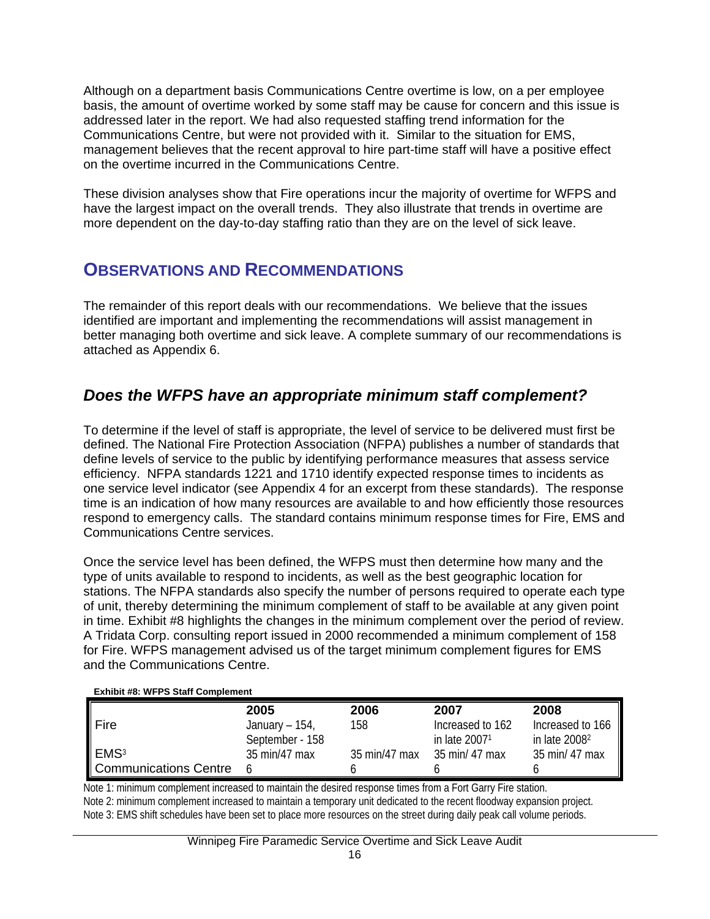Although on a department basis Communications Centre overtime is low, on a per employee basis, the amount of overtime worked by some staff may be cause for concern and this issue is addressed later in the report. We had also requested staffing trend information for the Communications Centre, but were not provided with it. Similar to the situation for EMS, management believes that the recent approval to hire part-time staff will have a positive effect on the overtime incurred in the Communications Centre.

These division analyses show that Fire operations incur the majority of overtime for WFPS and have the largest impact on the overall trends. They also illustrate that trends in overtime are more dependent on the day-to-day staffing ratio than they are on the level of sick leave.

## OBSERVATIONS AND RECOMMENDATIONS

The remainder of this report deals with our recommendations. We believe that the issues identified are important and implementing the recommendations will assist management in better managing both overtime and sick leave. A complete summary of our recommendations is attached as Appendix 6.

### *Does the WFPS have an appropriate minimum staff complement?*

To determine if the level of staff is appropriate, the level of service to be delivered must first be defined. The National Fire Protection Association (NFPA) publishes a number of standards that define levels of service to the public by identifying performance measures that assess service efficiency. NFPA standards 1221 and 1710 identify expected response times to incidents as one service level indicator (see Appendix 4 for an excerpt from these standards). The response time is an indication of how many resources are available to and how efficiently those resources respond to emergency calls. The standard contains minimum response times for Fire, EMS and Communications Centre services.

Once the service level has been defined, the WFPS must then determine how many and the type of units available to respond to incidents, as well as the best geographic location for stations. The NFPA standards also specify the number of persons required to operate each type of unit, thereby determining the minimum complement of staff to be available at any given point in time. Exhibit #8 highlights the changes in the minimum complement over the period of review. A Tridata Corp. consulting report issued in 2000 recommended a minimum complement of 158 for Fire. WFPS management advised us of the target minimum complement figures for EMS and the Communications Centre.

**Exhibit #8: WFPS Staff Complement**

| | 2005 | 2006 | 2007 | 2008 |
|---|---|---|---|---|
| Fire | January – 154, September - 158 | 158 | Increased to 162 in late 2007[1] | Increased to 166 in late 2008[2] |
| EMS[3] | 35 min/47 max | 35 min/47 max | 35 min/ 47 max | 35 min/ 47 max |
| Communications Centre | 6 | 6 | 6 | 6 |

Note 1: minimum complement increased to maintain the desired response times from a Fort Garry Fire station.
Note 2: minimum complement increased to maintain a temporary unit dedicated to the recent floodway expansion project.
Note 3: EMS shift schedules have been set to place more resources on the street during daily peak call volume periods.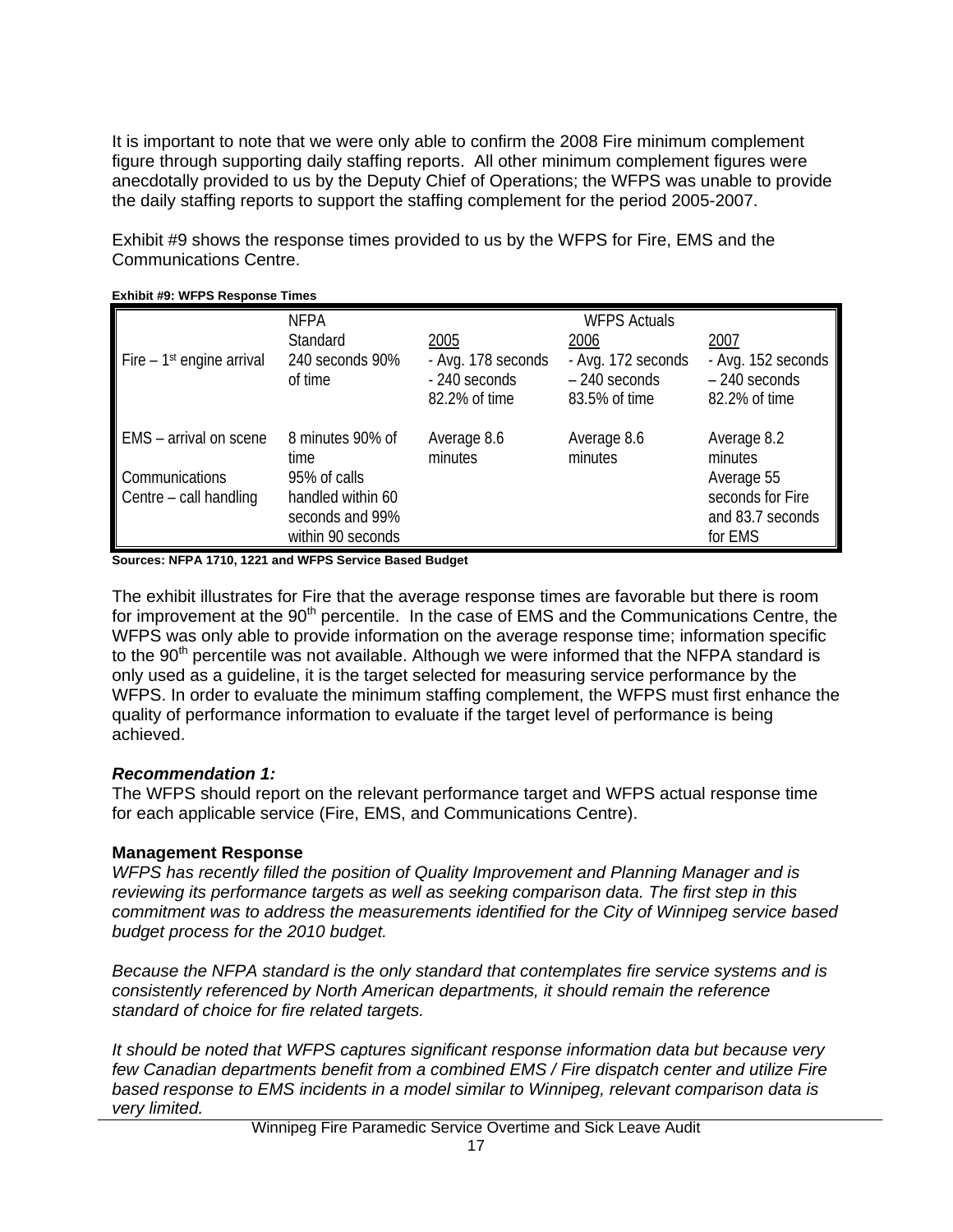It is important to note that we were only able to confirm the 2008 Fire minimum complement figure through supporting daily staffing reports. All other minimum complement figures were anecdotally provided to us by the Deputy Chief of Operations; the WFPS was unable to provide the daily staffing reports to support the staffing complement for the period 2005-2007.

Exhibit #9 shows the response times provided to us by the WFPS for Fire, EMS and the Communications Centre.

**Exhibit #9: WFPS Response Times**

| | NFPA Standard | WFPS Actuals 2005 | 2006 | 2007 |
|---|---|---|---|---|
| Fire – 1st engine arrival | 240 seconds 90% of time | - Avg. 178 seconds<br>- 240 seconds 82.2% of time | - Avg. 172 seconds<br>– 240 seconds 83.5% of time | - Avg. 152 seconds<br>– 240 seconds 82.2% of time |
| EMS – arrival on scene | 8 minutes 90% of time | Average 8.6 minutes | Average 8.6 minutes | Average 8.2 minutes |
| Communications Centre – call handling | 95% of calls handled within 60 seconds and 99% within 90 seconds | | | Average 55 seconds for Fire and 83.7 seconds for EMS |

**Sources: NFPA 1710, 1221 and WFPS Service Based Budget**

The exhibit illustrates for Fire that the average response times are favorable but there is room for improvement at the 90th percentile. In the case of EMS and the Communications Centre, the WFPS was only able to provide information on the average response time; information specific to the 90th percentile was not available. Although we were informed that the NFPA standard is only used as a guideline, it is the target selected for measuring service performance by the WFPS. In order to evaluate the minimum staffing complement, the WFPS must first enhance the quality of performance information to evaluate if the target level of performance is being achieved.

***Recommendation 1:***

The WFPS should report on the relevant performance target and WFPS actual response time for each applicable service (Fire, EMS, and Communications Centre).

**Management Response**

*WFPS has recently filled the position of Quality Improvement and Planning Manager and is reviewing its performance targets as well as seeking comparison data. The first step in this commitment was to address the measurements identified for the City of Winnipeg service based budget process for the 2010 budget.*

*Because the NFPA standard is the only standard that contemplates fire service systems and is consistently referenced by North American departments, it should remain the reference standard of choice for fire related targets.*

*It should be noted that WFPS captures significant response information data but because very few Canadian departments benefit from a combined EMS / Fire dispatch center and utilize Fire based response to EMS incidents in a model similar to Winnipeg, relevant comparison data is very limited.*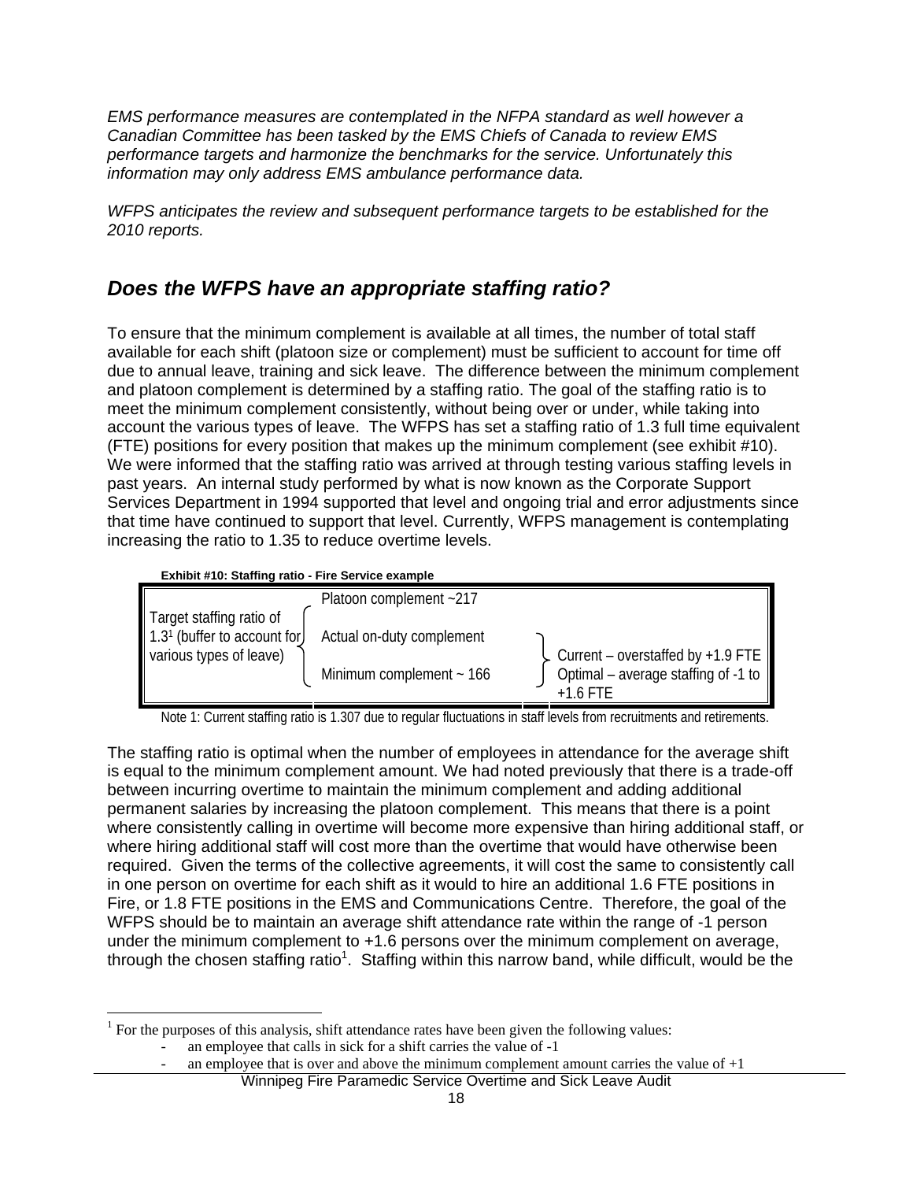*EMS performance measures are contemplated in the NFPA standard as well however a Canadian Committee has been tasked by the EMS Chiefs of Canada to review EMS performance targets and harmonize the benchmarks for the service. Unfortunately this information may only address EMS ambulance performance data.*

*WFPS anticipates the review and subsequent performance targets to be established for the 2010 reports.*

## *Does the WFPS have an appropriate staffing ratio?*

To ensure that the minimum complement is available at all times, the number of total staff available for each shift (platoon size or complement) must be sufficient to account for time off due to annual leave, training and sick leave. The difference between the minimum complement and platoon complement is determined by a staffing ratio. The goal of the staffing ratio is to meet the minimum complement consistently, without being over or under, while taking into account the various types of leave. The WFPS has set a staffing ratio of 1.3 full time equivalent (FTE) positions for every position that makes up the minimum complement (see exhibit #10). We were informed that the staffing ratio was arrived at through testing various staffing levels in past years. An internal study performed by what is now known as the Corporate Support Services Department in 1994 supported that level and ongoing trial and error adjustments since that time have continued to support that level. Currently, WFPS management is contemplating increasing the ratio to 1.35 to reduce overtime levels.

**Exhibit #10: Staffing ratio - Fire Service example**

| | | |
|---|---|---|
| Target staffing ratio of 1.3[1] (buffer to account for various types of leave) | Platoon complement ~217 | |
| | Actual on-duty complement | Current – overstaffed by +1.9 FTE |
| | Minimum complement ~ 166 | Optimal – average staffing of -1 to +1.6 FTE |

Note 1: Current staffing ratio is 1.307 due to regular fluctuations in staff levels from recruitments and retirements.

The staffing ratio is optimal when the number of employees in attendance for the average shift is equal to the minimum complement amount. We had noted previously that there is a trade-off between incurring overtime to maintain the minimum complement and adding additional permanent salaries by increasing the platoon complement. This means that there is a point where consistently calling in overtime will become more expensive than hiring additional staff, or where hiring additional staff will cost more than the overtime that would have otherwise been required. Given the terms of the collective agreements, it will cost the same to consistently call in one person on overtime for each shift as it would to hire an additional 1.6 FTE positions in Fire, or 1.8 FTE positions in the EMS and Communications Centre. Therefore, the goal of the WFPS should be to maintain an average shift attendance rate within the range of -1 person under the minimum complement to +1.6 persons over the minimum complement on average, through the chosen staffing ratio[1]. Staffing within this narrow band, while difficult, would be the

[1] For the purposes of this analysis, shift attendance rates have been given the following values:

- an employee that calls in sick for a shift carries the value of -1
- an employee that is over and above the minimum complement amount carries the value of +1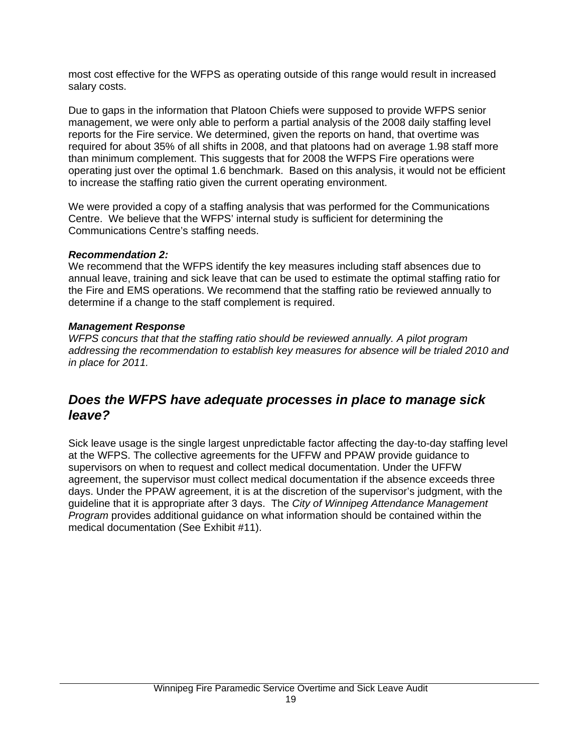most cost effective for the WFPS as operating outside of this range would result in increased salary costs.

Due to gaps in the information that Platoon Chiefs were supposed to provide WFPS senior management, we were only able to perform a partial analysis of the 2008 daily staffing level reports for the Fire service. We determined, given the reports on hand, that overtime was required for about 35% of all shifts in 2008, and that platoons had on average 1.98 staff more than minimum complement. This suggests that for 2008 the WFPS Fire operations were operating just over the optimal 1.6 benchmark. Based on this analysis, it would not be efficient to increase the staffing ratio given the current operating environment.

We were provided a copy of a staffing analysis that was performed for the Communications Centre. We believe that the WFPS' internal study is sufficient for determining the Communications Centre's staffing needs.

***Recommendation 2:***
We recommend that the WFPS identify the key measures including staff absences due to annual leave, training and sick leave that can be used to estimate the optimal staffing ratio for the Fire and EMS operations. We recommend that the staffing ratio be reviewed annually to determine if a change to the staff complement is required.

***Management Response***
*WFPS concurs that that the staffing ratio should be reviewed annually. A pilot program addressing the recommendation to establish key measures for absence will be trialed 2010 and in place for 2011.*

## *Does the WFPS have adequate processes in place to manage sick leave?*

Sick leave usage is the single largest unpredictable factor affecting the day-to-day staffing level at the WFPS. The collective agreements for the UFFW and PPAW provide guidance to supervisors on when to request and collect medical documentation. Under the UFFW agreement, the supervisor must collect medical documentation if the absence exceeds three days. Under the PPAW agreement, it is at the discretion of the supervisor's judgment, with the guideline that it is appropriate after 3 days. The *City of Winnipeg Attendance Management Program* provides additional guidance on what information should be contained within the medical documentation (See Exhibit #11).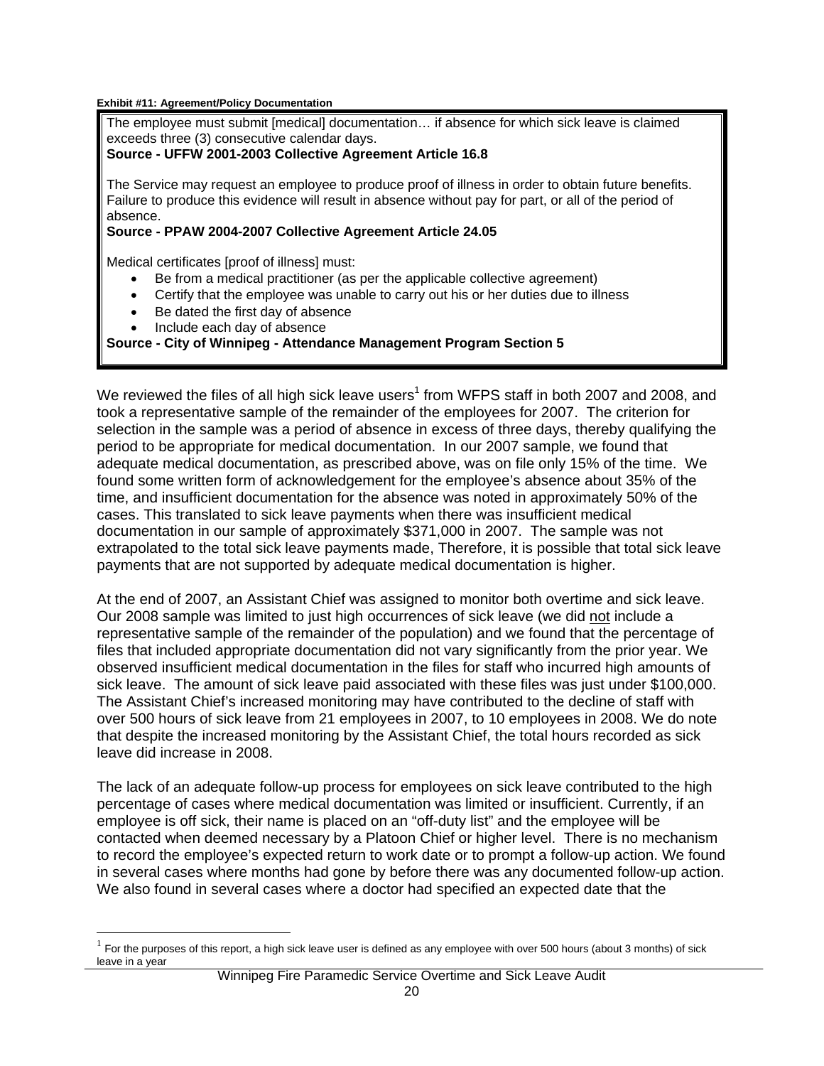**Exhibit #11: Agreement/Policy Documentation**

> The employee must submit [medical] documentation… if absence for which sick leave is claimed exceeds three (3) consecutive calendar days.
> **Source - UFFW 2001-2003 Collective Agreement Article 16.8**
>
> The Service may request an employee to produce proof of illness in order to obtain future benefits. Failure to produce this evidence will result in absence without pay for part, or all of the period of absence.
> **Source - PPAW 2004-2007 Collective Agreement Article 24.05**
>
> Medical certificates [proof of illness] must:
>
> - Be from a medical practitioner (as per the applicable collective agreement)
> - Certify that the employee was unable to carry out his or her duties due to illness
> - Be dated the first day of absence
> - Include each day of absence
>
> **Source - City of Winnipeg - Attendance Management Program Section 5**

We reviewed the files of all high sick leave users[1] from WFPS staff in both 2007 and 2008, and took a representative sample of the remainder of the employees for 2007. The criterion for selection in the sample was a period of absence in excess of three days, thereby qualifying the period to be appropriate for medical documentation. In our 2007 sample, we found that adequate medical documentation, as prescribed above, was on file only 15% of the time. We found some written form of acknowledgement for the employee's absence about 35% of the time, and insufficient documentation for the absence was noted in approximately 50% of the cases. This translated to sick leave payments when there was insufficient medical documentation in our sample of approximately $371,000 in 2007. The sample was not extrapolated to the total sick leave payments made, Therefore, it is possible that total sick leave payments that are not supported by adequate medical documentation is higher.

At the end of 2007, an Assistant Chief was assigned to monitor both overtime and sick leave. Our 2008 sample was limited to just high occurrences of sick leave (we did not include a representative sample of the remainder of the population) and we found that the percentage of files that included appropriate documentation did not vary significantly from the prior year. We observed insufficient medical documentation in the files for staff who incurred high amounts of sick leave. The amount of sick leave paid associated with these files was just under $100,000. The Assistant Chief's increased monitoring may have contributed to the decline of staff with over 500 hours of sick leave from 21 employees in 2007, to 10 employees in 2008. We do note that despite the increased monitoring by the Assistant Chief, the total hours recorded as sick leave did increase in 2008.

The lack of an adequate follow-up process for employees on sick leave contributed to the high percentage of cases where medical documentation was limited or insufficient. Currently, if an employee is off sick, their name is placed on an "off-duty list" and the employee will be contacted when deemed necessary by a Platoon Chief or higher level. There is no mechanism to record the employee's expected return to work date or to prompt a follow-up action. We found in several cases where months had gone by before there was any documented follow-up action. We also found in several cases where a doctor had specified an expected date that the

[1] For the purposes of this report, a high sick leave user is defined as any employee with over 500 hours (about 3 months) of sick leave in a year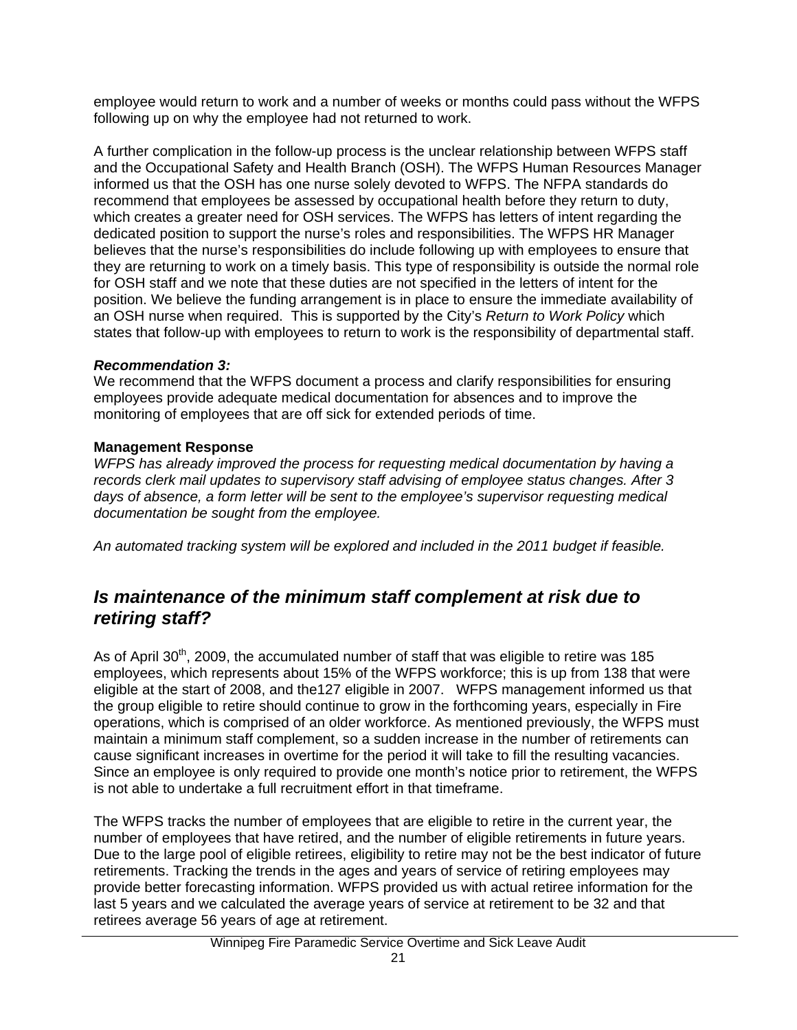employee would return to work and a number of weeks or months could pass without the WFPS following up on why the employee had not returned to work.

A further complication in the follow-up process is the unclear relationship between WFPS staff and the Occupational Safety and Health Branch (OSH). The WFPS Human Resources Manager informed us that the OSH has one nurse solely devoted to WFPS. The NFPA standards do recommend that employees be assessed by occupational health before they return to duty, which creates a greater need for OSH services. The WFPS has letters of intent regarding the dedicated position to support the nurse's roles and responsibilities. The WFPS HR Manager believes that the nurse's responsibilities do include following up with employees to ensure that they are returning to work on a timely basis. This type of responsibility is outside the normal role for OSH staff and we note that these duties are not specified in the letters of intent for the position. We believe the funding arrangement is in place to ensure the immediate availability of an OSH nurse when required. This is supported by the City's *Return to Work Policy* which states that follow-up with employees to return to work is the responsibility of departmental staff.

***Recommendation 3:***
We recommend that the WFPS document a process and clarify responsibilities for ensuring employees provide adequate medical documentation for absences and to improve the monitoring of employees that are off sick for extended periods of time.

**Management Response**
*WFPS has already improved the process for requesting medical documentation by having a records clerk mail updates to supervisory staff advising of employee status changes. After 3 days of absence, a form letter will be sent to the employee's supervisor requesting medical documentation be sought from the employee.*

*An automated tracking system will be explored and included in the 2011 budget if feasible.*

## *Is maintenance of the minimum staff complement at risk due to retiring staff?*

As of April 30th, 2009, the accumulated number of staff that was eligible to retire was 185 employees, which represents about 15% of the WFPS workforce; this is up from 138 that were eligible at the start of 2008, and the127 eligible in 2007. WFPS management informed us that the group eligible to retire should continue to grow in the forthcoming years, especially in Fire operations, which is comprised of an older workforce. As mentioned previously, the WFPS must maintain a minimum staff complement, so a sudden increase in the number of retirements can cause significant increases in overtime for the period it will take to fill the resulting vacancies. Since an employee is only required to provide one month's notice prior to retirement, the WFPS is not able to undertake a full recruitment effort in that timeframe.

The WFPS tracks the number of employees that are eligible to retire in the current year, the number of employees that have retired, and the number of eligible retirements in future years. Due to the large pool of eligible retirees, eligibility to retire may not be the best indicator of future retirements. Tracking the trends in the ages and years of service of retiring employees may provide better forecasting information. WFPS provided us with actual retiree information for the last 5 years and we calculated the average years of service at retirement to be 32 and that retirees average 56 years of age at retirement.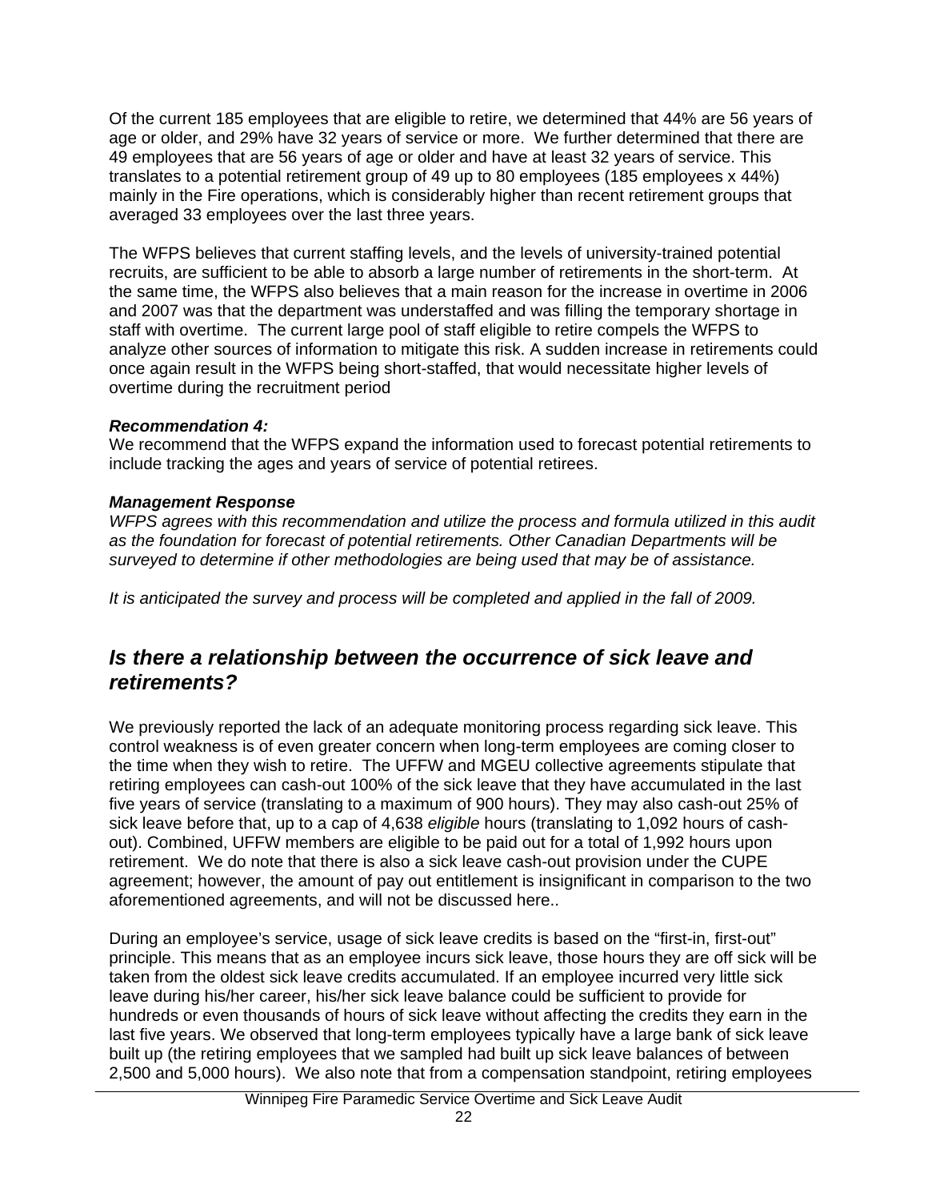Of the current 185 employees that are eligible to retire, we determined that 44% are 56 years of age or older, and 29% have 32 years of service or more. We further determined that there are 49 employees that are 56 years of age or older and have at least 32 years of service. This translates to a potential retirement group of 49 up to 80 employees (185 employees x 44%) mainly in the Fire operations, which is considerably higher than recent retirement groups that averaged 33 employees over the last three years.

The WFPS believes that current staffing levels, and the levels of university-trained potential recruits, are sufficient to be able to absorb a large number of retirements in the short-term. At the same time, the WFPS also believes that a main reason for the increase in overtime in 2006 and 2007 was that the department was understaffed and was filling the temporary shortage in staff with overtime. The current large pool of staff eligible to retire compels the WFPS to analyze other sources of information to mitigate this risk. A sudden increase in retirements could once again result in the WFPS being short-staffed, that would necessitate higher levels of overtime during the recruitment period

***Recommendation 4:***
We recommend that the WFPS expand the information used to forecast potential retirements to include tracking the ages and years of service of potential retirees.

***Management Response***
*WFPS agrees with this recommendation and utilize the process and formula utilized in this audit as the foundation for forecast of potential retirements. Other Canadian Departments will be surveyed to determine if other methodologies are being used that may be of assistance.*

*It is anticipated the survey and process will be completed and applied in the fall of 2009.*

## *Is there a relationship between the occurrence of sick leave and retirements?*

We previously reported the lack of an adequate monitoring process regarding sick leave. This control weakness is of even greater concern when long-term employees are coming closer to the time when they wish to retire. The UFFW and MGEU collective agreements stipulate that retiring employees can cash-out 100% of the sick leave that they have accumulated in the last five years of service (translating to a maximum of 900 hours). They may also cash-out 25% of sick leave before that, up to a cap of 4,638 *eligible* hours (translating to 1,092 hours of cash-out). Combined, UFFW members are eligible to be paid out for a total of 1,992 hours upon retirement. We do note that there is also a sick leave cash-out provision under the CUPE agreement; however, the amount of pay out entitlement is insignificant in comparison to the two aforementioned agreements, and will not be discussed here..

During an employee's service, usage of sick leave credits is based on the "first-in, first-out" principle. This means that as an employee incurs sick leave, those hours they are off sick will be taken from the oldest sick leave credits accumulated. If an employee incurred very little sick leave during his/her career, his/her sick leave balance could be sufficient to provide for hundreds or even thousands of hours of sick leave without affecting the credits they earn in the last five years. We observed that long-term employees typically have a large bank of sick leave built up (the retiring employees that we sampled had built up sick leave balances of between 2,500 and 5,000 hours). We also note that from a compensation standpoint, retiring employees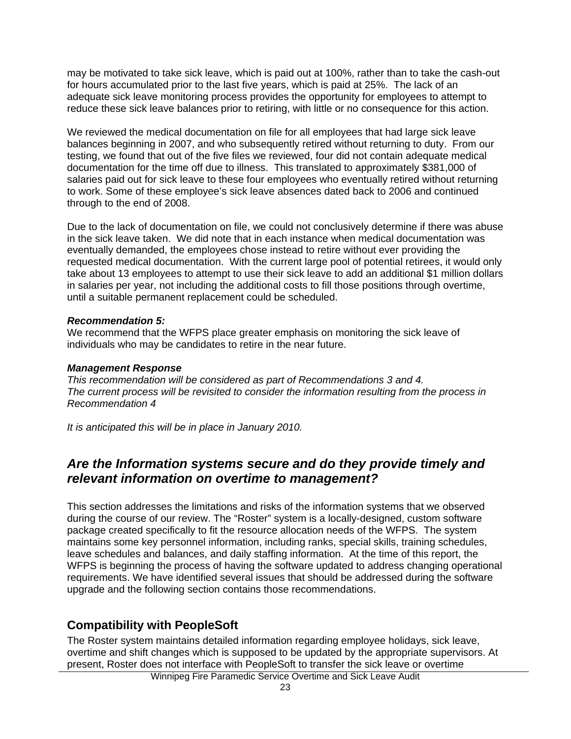may be motivated to take sick leave, which is paid out at 100%, rather than to take the cash-out for hours accumulated prior to the last five years, which is paid at 25%. The lack of an adequate sick leave monitoring process provides the opportunity for employees to attempt to reduce these sick leave balances prior to retiring, with little or no consequence for this action.

We reviewed the medical documentation on file for all employees that had large sick leave balances beginning in 2007, and who subsequently retired without returning to duty. From our testing, we found that out of the five files we reviewed, four did not contain adequate medical documentation for the time off due to illness. This translated to approximately $381,000 of salaries paid out for sick leave to these four employees who eventually retired without returning to work. Some of these employee's sick leave absences dated back to 2006 and continued through to the end of 2008.

Due to the lack of documentation on file, we could not conclusively determine if there was abuse in the sick leave taken. We did note that in each instance when medical documentation was eventually demanded, the employees chose instead to retire without ever providing the requested medical documentation. With the current large pool of potential retirees, it would only take about 13 employees to attempt to use their sick leave to add an additional $1 million dollars in salaries per year, not including the additional costs to fill those positions through overtime, until a suitable permanent replacement could be scheduled.

***Recommendation 5:***
We recommend that the WFPS place greater emphasis on monitoring the sick leave of individuals who may be candidates to retire in the near future.

***Management Response***
*This recommendation will be considered as part of Recommendations 3 and 4.*
*The current process will be revisited to consider the information resulting from the process in Recommendation 4*

*It is anticipated this will be in place in January 2010.*

## *Are the Information systems secure and do they provide timely and relevant information on overtime to management?*

This section addresses the limitations and risks of the information systems that we observed during the course of our review. The "Roster" system is a locally-designed, custom software package created specifically to fit the resource allocation needs of the WFPS. The system maintains some key personnel information, including ranks, special skills, training schedules, leave schedules and balances, and daily staffing information. At the time of this report, the WFPS is beginning the process of having the software updated to address changing operational requirements. We have identified several issues that should be addressed during the software upgrade and the following section contains those recommendations.

### Compatibility with PeopleSoft

The Roster system maintains detailed information regarding employee holidays, sick leave, overtime and shift changes which is supposed to be updated by the appropriate supervisors. At present, Roster does not interface with PeopleSoft to transfer the sick leave or overtime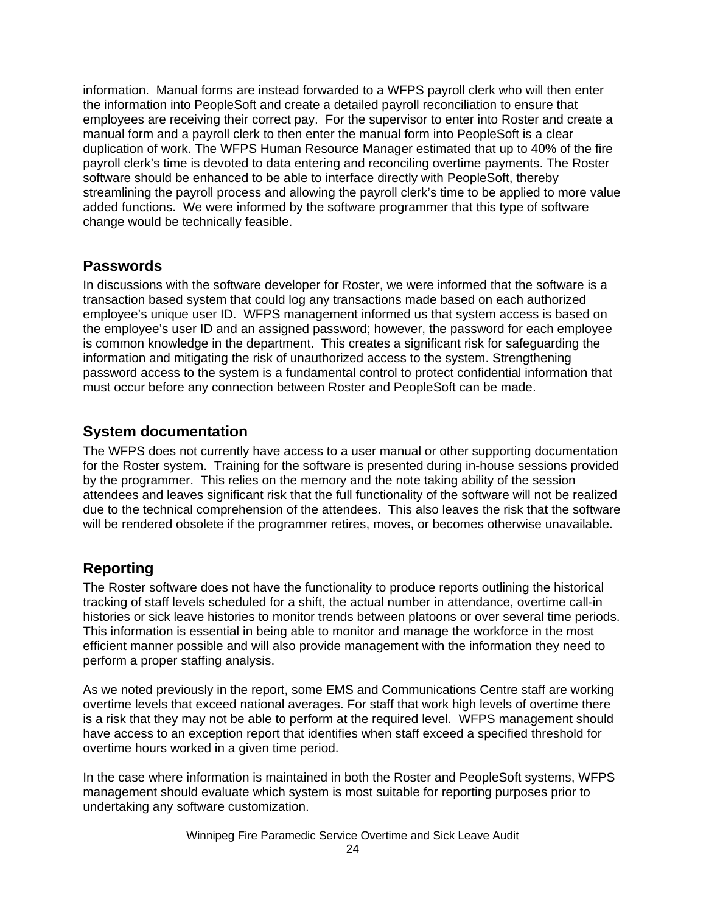information. Manual forms are instead forwarded to a WFPS payroll clerk who will then enter the information into PeopleSoft and create a detailed payroll reconciliation to ensure that employees are receiving their correct pay. For the supervisor to enter into Roster and create a manual form and a payroll clerk to then enter the manual form into PeopleSoft is a clear duplication of work. The WFPS Human Resource Manager estimated that up to 40% of the fire payroll clerk's time is devoted to data entering and reconciling overtime payments. The Roster software should be enhanced to be able to interface directly with PeopleSoft, thereby streamlining the payroll process and allowing the payroll clerk's time to be applied to more value added functions. We were informed by the software programmer that this type of software change would be technically feasible.

## Passwords

In discussions with the software developer for Roster, we were informed that the software is a transaction based system that could log any transactions made based on each authorized employee's unique user ID. WFPS management informed us that system access is based on the employee's user ID and an assigned password; however, the password for each employee is common knowledge in the department. This creates a significant risk for safeguarding the information and mitigating the risk of unauthorized access to the system. Strengthening password access to the system is a fundamental control to protect confidential information that must occur before any connection between Roster and PeopleSoft can be made.

## System documentation

The WFPS does not currently have access to a user manual or other supporting documentation for the Roster system. Training for the software is presented during in-house sessions provided by the programmer. This relies on the memory and the note taking ability of the session attendees and leaves significant risk that the full functionality of the software will not be realized due to the technical comprehension of the attendees. This also leaves the risk that the software will be rendered obsolete if the programmer retires, moves, or becomes otherwise unavailable.

## Reporting

The Roster software does not have the functionality to produce reports outlining the historical tracking of staff levels scheduled for a shift, the actual number in attendance, overtime call-in histories or sick leave histories to monitor trends between platoons or over several time periods. This information is essential in being able to monitor and manage the workforce in the most efficient manner possible and will also provide management with the information they need to perform a proper staffing analysis.

As we noted previously in the report, some EMS and Communications Centre staff are working overtime levels that exceed national averages. For staff that work high levels of overtime there is a risk that they may not be able to perform at the required level. WFPS management should have access to an exception report that identifies when staff exceed a specified threshold for overtime hours worked in a given time period.

In the case where information is maintained in both the Roster and PeopleSoft systems, WFPS management should evaluate which system is most suitable for reporting purposes prior to undertaking any software customization.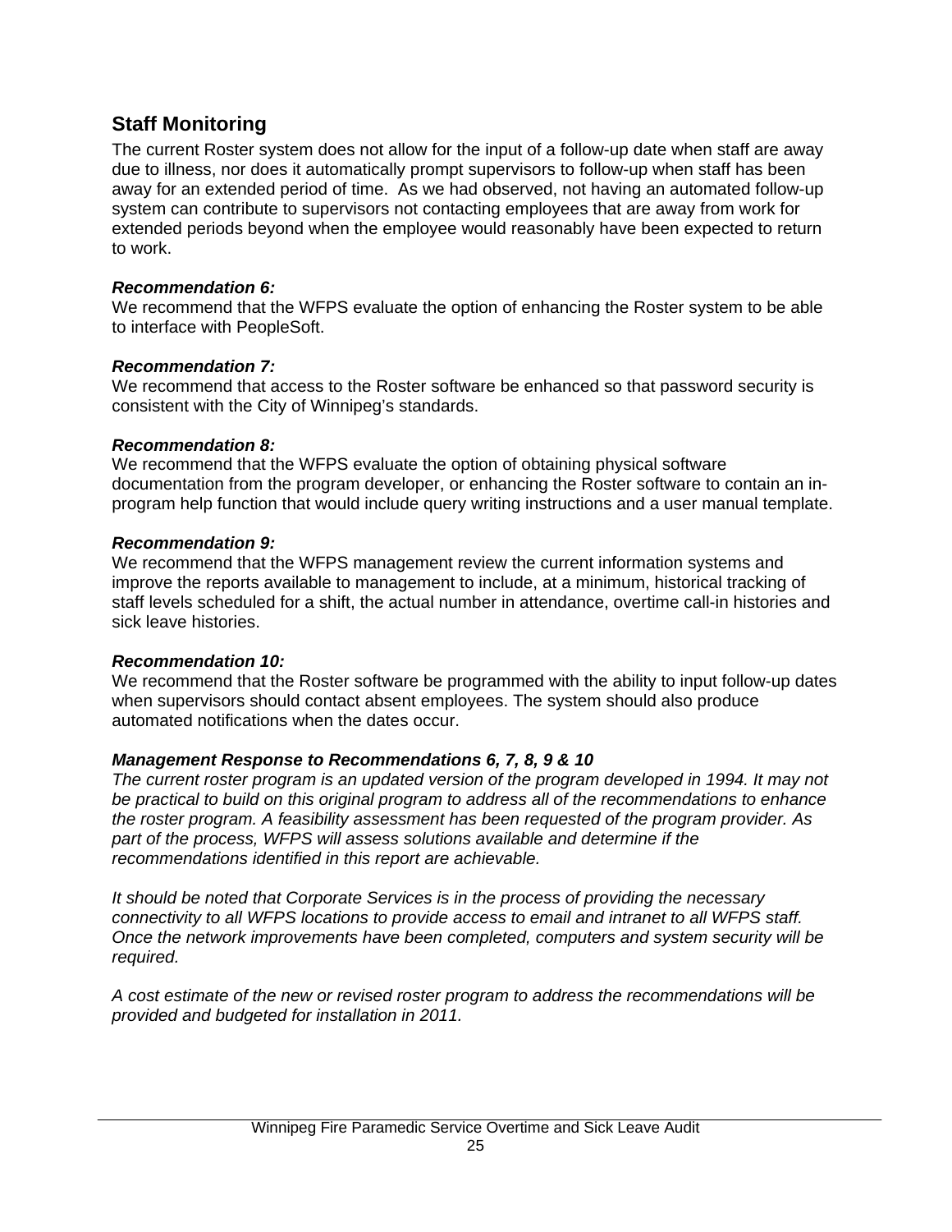## Staff Monitoring

The current Roster system does not allow for the input of a follow-up date when staff are away due to illness, nor does it automatically prompt supervisors to follow-up when staff has been away for an extended period of time. As we had observed, not having an automated follow-up system can contribute to supervisors not contacting employees that are away from work for extended periods beyond when the employee would reasonably have been expected to return to work.

***Recommendation 6:***
We recommend that the WFPS evaluate the option of enhancing the Roster system to be able to interface with PeopleSoft.

***Recommendation 7:***
We recommend that access to the Roster software be enhanced so that password security is consistent with the City of Winnipeg's standards.

***Recommendation 8:***
We recommend that the WFPS evaluate the option of obtaining physical software documentation from the program developer, or enhancing the Roster software to contain an in-program help function that would include query writing instructions and a user manual template.

***Recommendation 9:***
We recommend that the WFPS management review the current information systems and improve the reports available to management to include, at a minimum, historical tracking of staff levels scheduled for a shift, the actual number in attendance, overtime call-in histories and sick leave histories.

***Recommendation 10:***
We recommend that the Roster software be programmed with the ability to input follow-up dates when supervisors should contact absent employees. The system should also produce automated notifications when the dates occur.

***Management Response to Recommendations 6, 7, 8, 9 & 10***
*The current roster program is an updated version of the program developed in 1994. It may not be practical to build on this original program to address all of the recommendations to enhance the roster program. A feasibility assessment has been requested of the program provider. As part of the process, WFPS will assess solutions available and determine if the recommendations identified in this report are achievable.*

*It should be noted that Corporate Services is in the process of providing the necessary connectivity to all WFPS locations to provide access to email and intranet to all WFPS staff. Once the network improvements have been completed, computers and system security will be required.*

*A cost estimate of the new or revised roster program to address the recommendations will be provided and budgeted for installation in 2011.*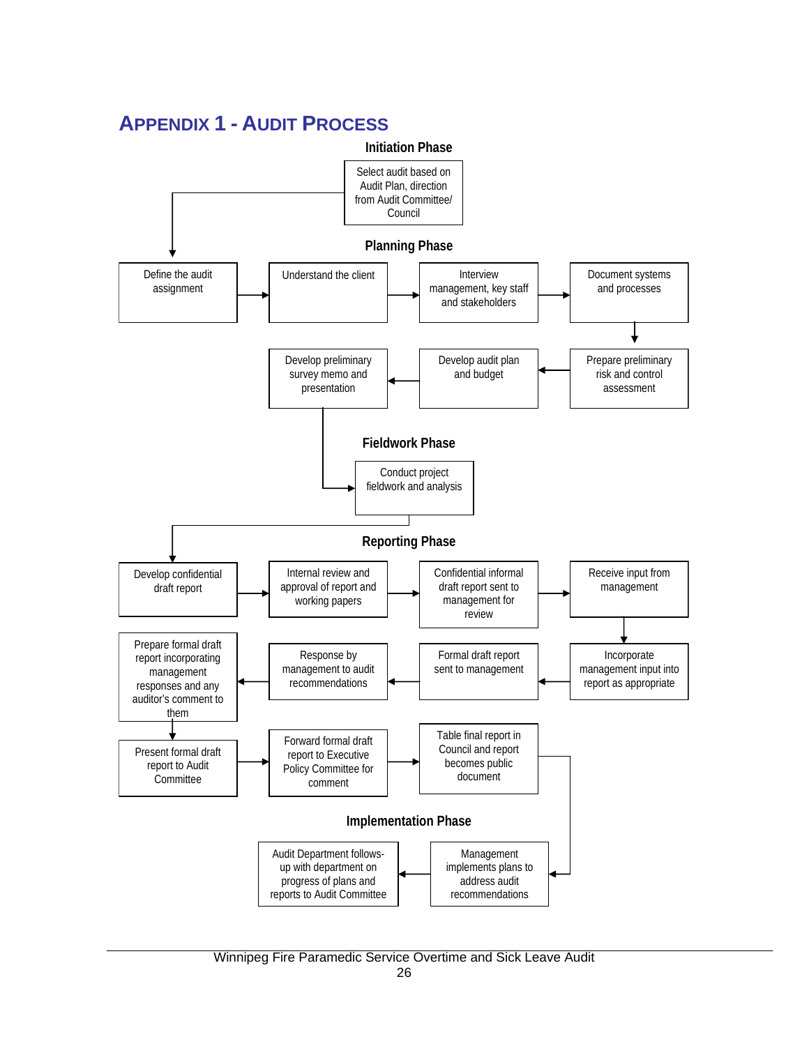# APPENDIX 1 - AUDIT PROCESS

### Initiation Phase

- Select audit based on Audit Plan, direction from Audit Committee/ Council

### Planning Phase

- Define the audit assignment
- Understand the client
- Interview management, key staff and stakeholders
- Document systems and processes
- Prepare preliminary risk and control assessment
- Develop audit plan and budget
- Develop preliminary survey memo and presentation

### Fieldwork Phase

- Conduct project fieldwork and analysis

### Reporting Phase

- Develop confidential draft report
- Internal review and approval of report and working papers
- Confidential informal draft report sent to management for review
- Receive input from management
- Incorporate management input into report as appropriate
- Formal draft report sent to management
- Response by management to audit recommendations
- Prepare formal draft report incorporating management responses and any auditor's comment to them
- Present formal draft report to Audit Committee
- Forward formal draft report to Executive Policy Committee for comment
- Table final report in Council and report becomes public document

### Implementation Phase

- Management implements plans to address audit recommendations
- Audit Department follows-up with department on progress of plans and reports to Audit Committee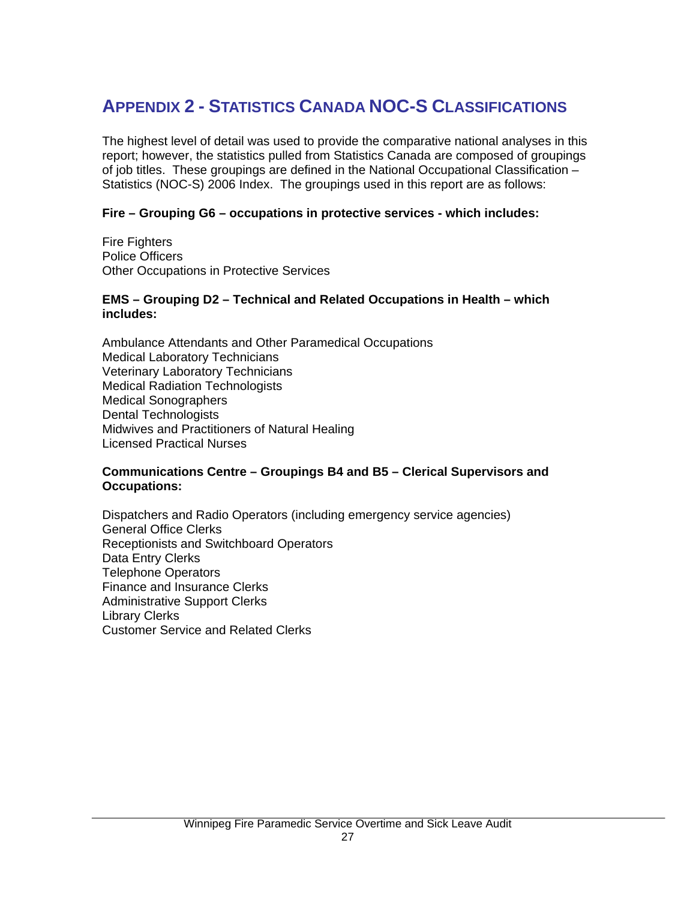# APPENDIX 2 - STATISTICS CANADA NOC-S CLASSIFICATIONS

The highest level of detail was used to provide the comparative national analyses in this report; however, the statistics pulled from Statistics Canada are composed of groupings of job titles. These groupings are defined in the National Occupational Classification – Statistics (NOC-S) 2006 Index. The groupings used in this report are as follows:

**Fire – Grouping G6 – occupations in protective services - which includes:**

Fire Fighters
Police Officers
Other Occupations in Protective Services

**EMS – Grouping D2 – Technical and Related Occupations in Health – which includes:**

Ambulance Attendants and Other Paramedical Occupations
Medical Laboratory Technicians
Veterinary Laboratory Technicians
Medical Radiation Technologists
Medical Sonographers
Dental Technologists
Midwives and Practitioners of Natural Healing
Licensed Practical Nurses

**Communications Centre – Groupings B4 and B5 – Clerical Supervisors and Occupations:**

Dispatchers and Radio Operators (including emergency service agencies)
General Office Clerks
Receptionists and Switchboard Operators
Data Entry Clerks
Telephone Operators
Finance and Insurance Clerks
Administrative Support Clerks
Library Clerks
Customer Service and Related Clerks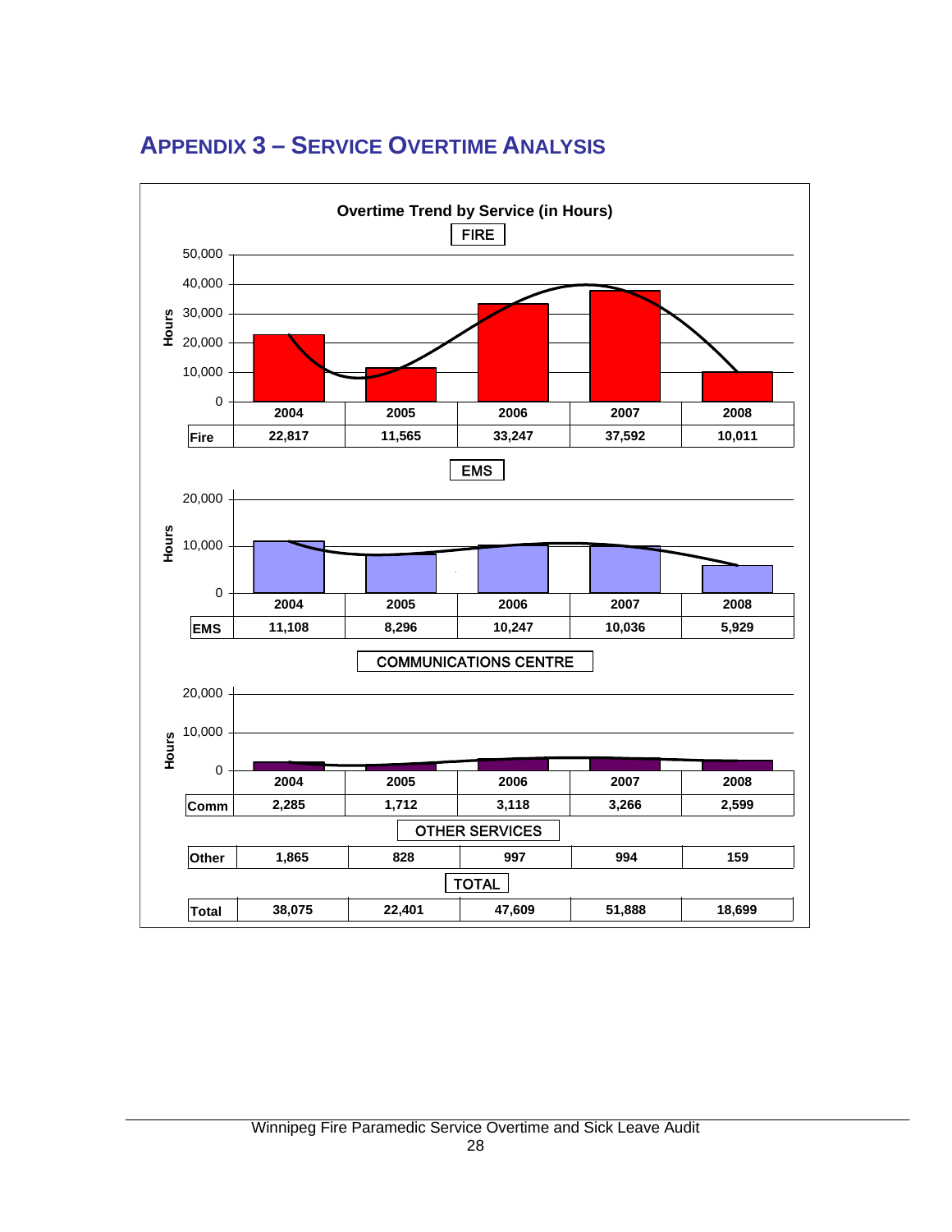# APPENDIX 3 – SERVICE OVERTIME ANALYSIS

**Overtime Trend by Service (in Hours)**

FIRE

| | 2004 | 2005 | 2006 | 2007 | 2008 |
|---|---|---|---|---|---|
| Fire | 22,817 | 11,565 | 33,247 | 37,592 | 10,011 |

EMS

| | 2004 | 2005 | 2006 | 2007 | 2008 |
|---|---|---|---|---|---|
| EMS | 11,108 | 8,296 | 10,247 | 10,036 | 5,929 |

COMMUNICATIONS CENTRE

| | 2004 | 2005 | 2006 | 2007 | 2008 |
|---|---|---|---|---|---|
| Comm | 2,285 | 1,712 | 3,118 | 3,266 | 2,599 |

OTHER SERVICES

| | 2004 | 2005 | 2006 | 2007 | 2008 |
|---|---|---|---|---|---|
| Other | 1,865 | 828 | 997 | 994 | 159 |

TOTAL

| | 2004 | 2005 | 2006 | 2007 | 2008 |
|---|---|---|---|---|---|
| Total | 38,075 | 22,401 | 47,609 | 51,888 | 18,699 |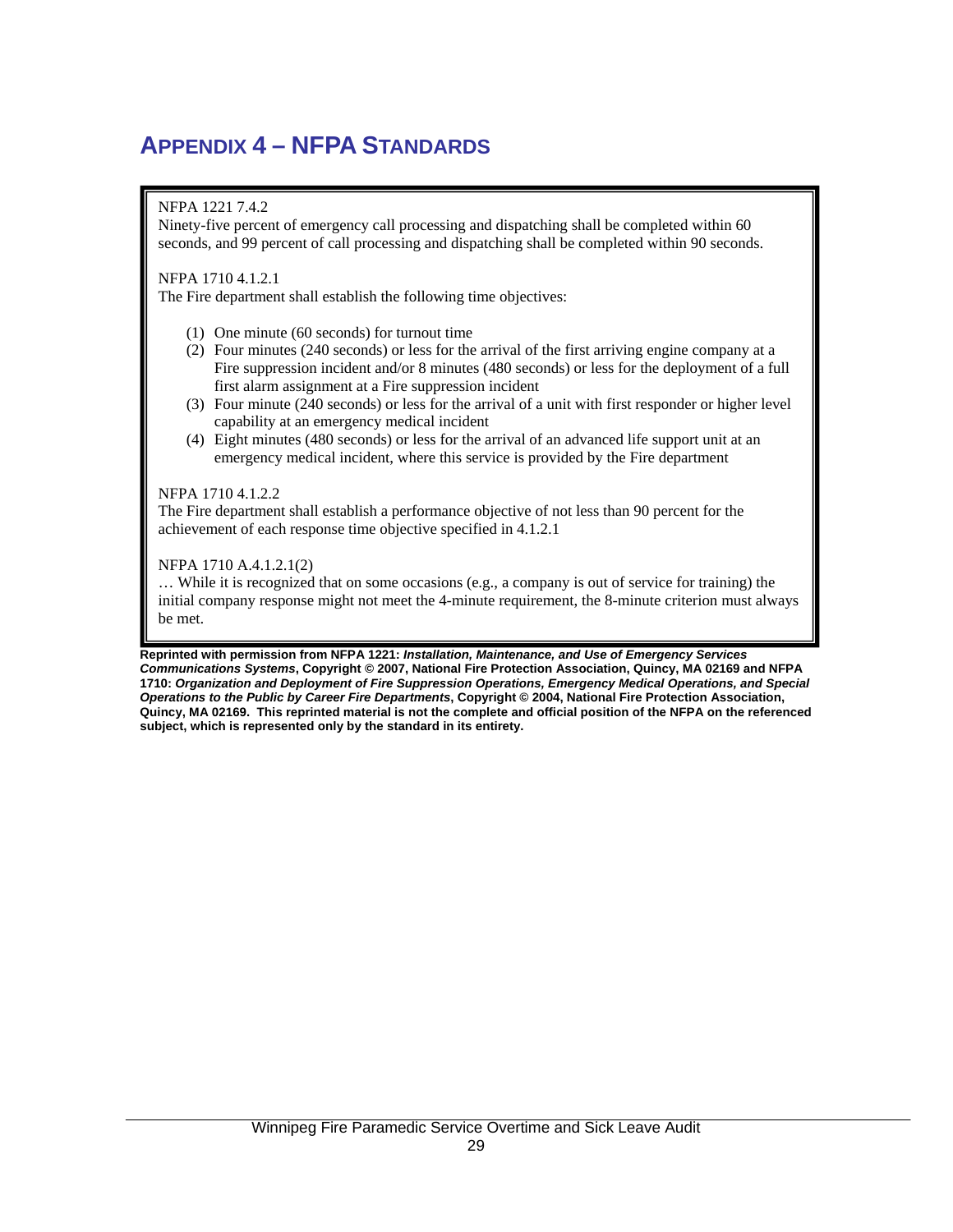# APPENDIX 4 – NFPA STANDARDS

NFPA 1221 7.4.2
Ninety-five percent of emergency call processing and dispatching shall be completed within 60 seconds, and 99 percent of call processing and dispatching shall be completed within 90 seconds.

NFPA 1710 4.1.2.1
The Fire department shall establish the following time objectives:

(1) One minute (60 seconds) for turnout time
(2) Four minutes (240 seconds) or less for the arrival of the first arriving engine company at a Fire suppression incident and/or 8 minutes (480 seconds) or less for the deployment of a full first alarm assignment at a Fire suppression incident
(3) Four minute (240 seconds) or less for the arrival of a unit with first responder or higher level capability at an emergency medical incident
(4) Eight minutes (480 seconds) or less for the arrival of an advanced life support unit at an emergency medical incident, where this service is provided by the Fire department

NFPA 1710 4.1.2.2
The Fire department shall establish a performance objective of not less than 90 percent for the achievement of each response time objective specified in 4.1.2.1

NFPA 1710 A.4.1.2.1(2)
… While it is recognized that on some occasions (e.g., a company is out of service for training) the initial company response might not meet the 4-minute requirement, the 8-minute criterion must always be met.

**Reprinted with permission from NFPA 1221: *Installation, Maintenance, and Use of Emergency Services Communications Systems*, Copyright © 2007, National Fire Protection Association, Quincy, MA 02169 and NFPA 1710: *Organization and Deployment of Fire Suppression Operations, Emergency Medical Operations, and Special Operations to the Public by Career Fire Departments*, Copyright © 2004, National Fire Protection Association, Quincy, MA 02169. This reprinted material is not the complete and official position of the NFPA on the referenced subject, which is represented only by the standard in its entirety.**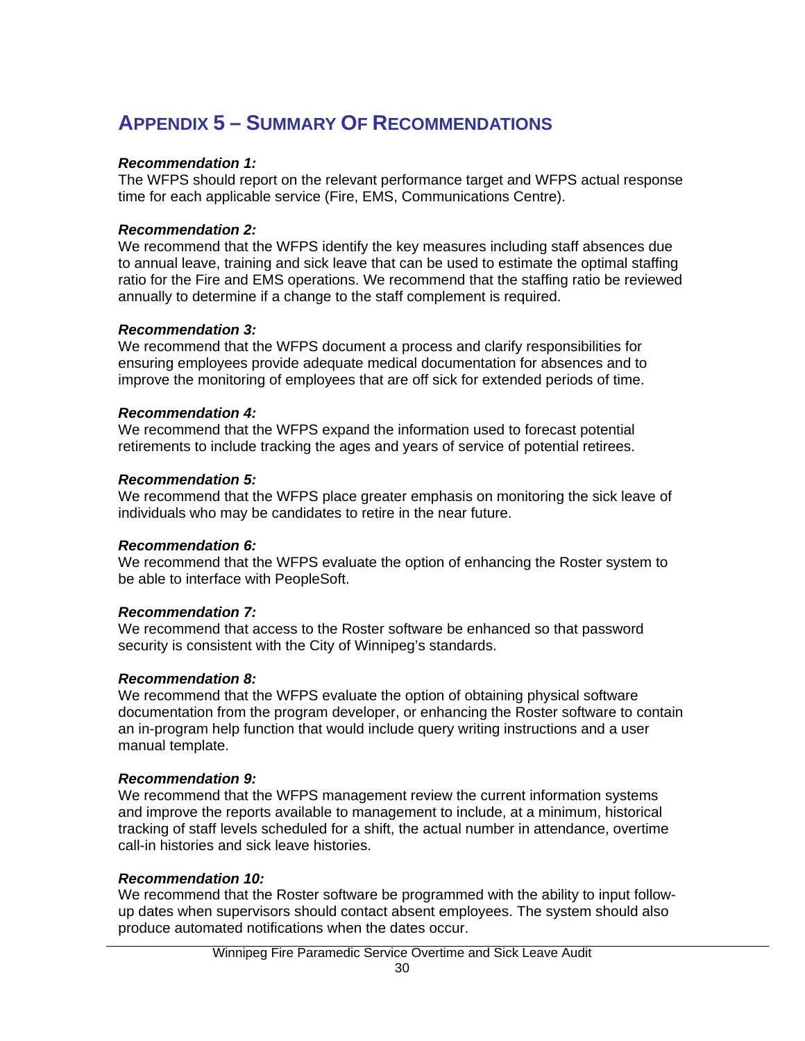# APPENDIX 5 – SUMMARY OF RECOMMENDATIONS

***Recommendation 1:***
The WFPS should report on the relevant performance target and WFPS actual response time for each applicable service (Fire, EMS, Communications Centre).

***Recommendation 2:***
We recommend that the WFPS identify the key measures including staff absences due to annual leave, training and sick leave that can be used to estimate the optimal staffing ratio for the Fire and EMS operations. We recommend that the staffing ratio be reviewed annually to determine if a change to the staff complement is required.

***Recommendation 3:***
We recommend that the WFPS document a process and clarify responsibilities for ensuring employees provide adequate medical documentation for absences and to improve the monitoring of employees that are off sick for extended periods of time.

***Recommendation 4:***
We recommend that the WFPS expand the information used to forecast potential retirements to include tracking the ages and years of service of potential retirees.

***Recommendation 5:***
We recommend that the WFPS place greater emphasis on monitoring the sick leave of individuals who may be candidates to retire in the near future.

***Recommendation 6:***
We recommend that the WFPS evaluate the option of enhancing the Roster system to be able to interface with PeopleSoft.

***Recommendation 7:***
We recommend that access to the Roster software be enhanced so that password security is consistent with the City of Winnipeg's standards.

***Recommendation 8:***
We recommend that the WFPS evaluate the option of obtaining physical software documentation from the program developer, or enhancing the Roster software to contain an in-program help function that would include query writing instructions and a user manual template.

***Recommendation 9:***
We recommend that the WFPS management review the current information systems and improve the reports available to management to include, at a minimum, historical tracking of staff levels scheduled for a shift, the actual number in attendance, overtime call-in histories and sick leave histories.

***Recommendation 10:***
We recommend that the Roster software be programmed with the ability to input follow-up dates when supervisors should contact absent employees. The system should also produce automated notifications when the dates occur.